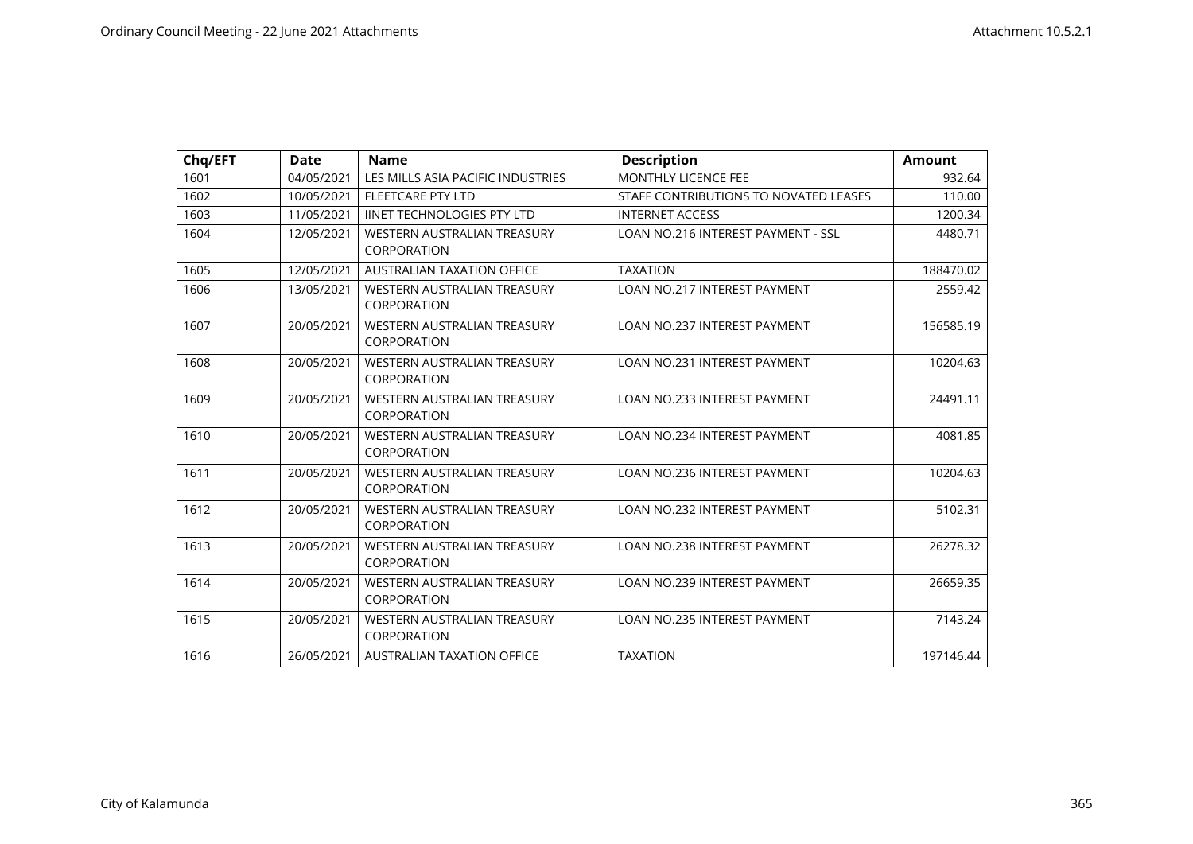| Chq/EFT | Date | Name | Description | Amount |
|---|---|---|---|---|
| 1601 | 04/05/2021 | LES MILLS ASIA PACIFIC INDUSTRIES | MONTHLY LICENCE FEE | 932.64 |
| 1602 | 10/05/2021 | FLEETCARE PTY LTD | STAFF CONTRIBUTIONS TO NOVATED LEASES | 110.00 |
| 1603 | 11/05/2021 | IINET TECHNOLOGIES PTY LTD | INTERNET ACCESS | 1200.34 |
| 1604 | 12/05/2021 | WESTERN AUSTRALIAN TREASURY CORPORATION | LOAN NO.216 INTEREST PAYMENT - SSL | 4480.71 |
| 1605 | 12/05/2021 | AUSTRALIAN TAXATION OFFICE | TAXATION | 188470.02 |
| 1606 | 13/05/2021 | WESTERN AUSTRALIAN TREASURY CORPORATION | LOAN NO.217 INTEREST PAYMENT | 2559.42 |
| 1607 | 20/05/2021 | WESTERN AUSTRALIAN TREASURY CORPORATION | LOAN NO.237 INTEREST PAYMENT | 156585.19 |
| 1608 | 20/05/2021 | WESTERN AUSTRALIAN TREASURY CORPORATION | LOAN NO.231 INTEREST PAYMENT | 10204.63 |
| 1609 | 20/05/2021 | WESTERN AUSTRALIAN TREASURY CORPORATION | LOAN NO.233 INTEREST PAYMENT | 24491.11 |
| 1610 | 20/05/2021 | WESTERN AUSTRALIAN TREASURY CORPORATION | LOAN NO.234 INTEREST PAYMENT | 4081.85 |
| 1611 | 20/05/2021 | WESTERN AUSTRALIAN TREASURY CORPORATION | LOAN NO.236 INTEREST PAYMENT | 10204.63 |
| 1612 | 20/05/2021 | WESTERN AUSTRALIAN TREASURY CORPORATION | LOAN NO.232 INTEREST PAYMENT | 5102.31 |
| 1613 | 20/05/2021 | WESTERN AUSTRALIAN TREASURY CORPORATION | LOAN NO.238 INTEREST PAYMENT | 26278.32 |
| 1614 | 20/05/2021 | WESTERN AUSTRALIAN TREASURY CORPORATION | LOAN NO.239 INTEREST PAYMENT | 26659.35 |
| 1615 | 20/05/2021 | WESTERN AUSTRALIAN TREASURY CORPORATION | LOAN NO.235 INTEREST PAYMENT | 7143.24 |
| 1616 | 26/05/2021 | AUSTRALIAN TAXATION OFFICE | TAXATION | 197146.44 |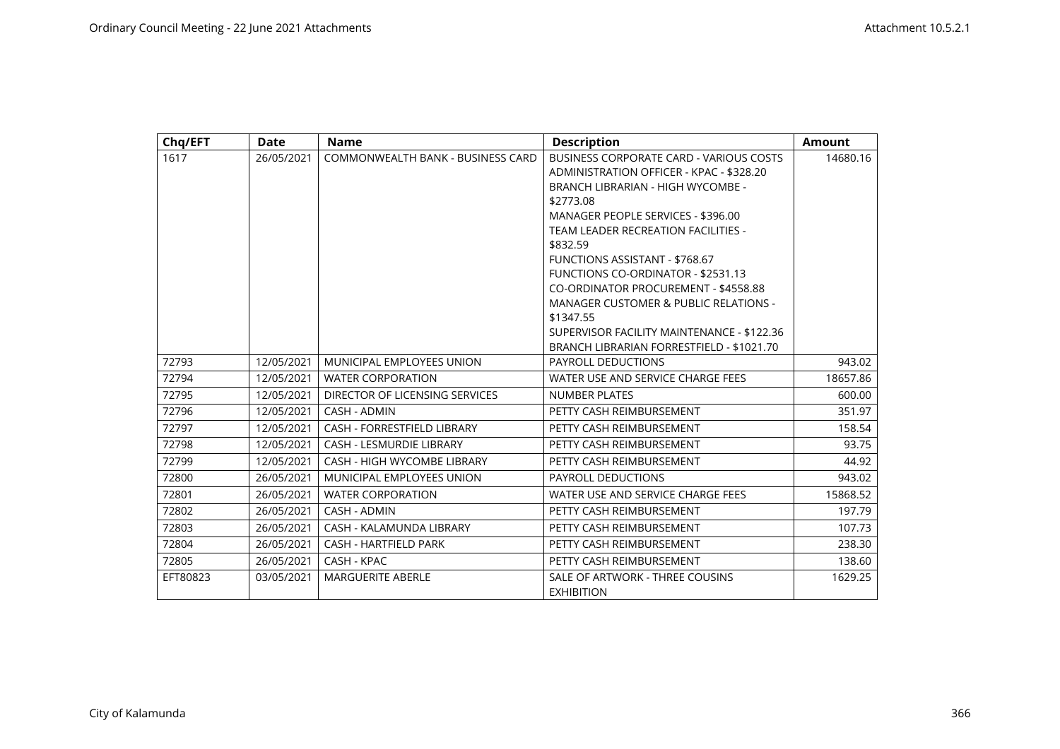| Chq/EFT | Date | Name | Description | Amount |
|---|---|---|---|---|
| 1617 | 26/05/2021 | COMMONWEALTH BANK - BUSINESS CARD | BUSINESS CORPORATE CARD - VARIOUS COSTS<br>ADMINISTRATION OFFICER - KPAC - $328.20<br>BRANCH LIBRARIAN - HIGH WYCOMBE - $2773.08<br>MANAGER PEOPLE SERVICES - $396.00<br>TEAM LEADER RECREATION FACILITIES - $832.59<br>FUNCTIONS ASSISTANT - $768.67<br>FUNCTIONS CO-ORDINATOR - $2531.13<br>CO-ORDINATOR PROCUREMENT - $4558.88<br>MANAGER CUSTOMER & PUBLIC RELATIONS - $1347.55<br>SUPERVISOR FACILITY MAINTENANCE - $122.36<br>BRANCH LIBRARIAN FORRESTFIELD - $1021.70 | 14680.16 |
| 72793 | 12/05/2021 | MUNICIPAL EMPLOYEES UNION | PAYROLL DEDUCTIONS | 943.02 |
| 72794 | 12/05/2021 | WATER CORPORATION | WATER USE AND SERVICE CHARGE FEES | 18657.86 |
| 72795 | 12/05/2021 | DIRECTOR OF LICENSING SERVICES | NUMBER PLATES | 600.00 |
| 72796 | 12/05/2021 | CASH - ADMIN | PETTY CASH REIMBURSEMENT | 351.97 |
| 72797 | 12/05/2021 | CASH - FORRESTFIELD LIBRARY | PETTY CASH REIMBURSEMENT | 158.54 |
| 72798 | 12/05/2021 | CASH - LESMURDIE LIBRARY | PETTY CASH REIMBURSEMENT | 93.75 |
| 72799 | 12/05/2021 | CASH - HIGH WYCOMBE LIBRARY | PETTY CASH REIMBURSEMENT | 44.92 |
| 72800 | 26/05/2021 | MUNICIPAL EMPLOYEES UNION | PAYROLL DEDUCTIONS | 943.02 |
| 72801 | 26/05/2021 | WATER CORPORATION | WATER USE AND SERVICE CHARGE FEES | 15868.52 |
| 72802 | 26/05/2021 | CASH - ADMIN | PETTY CASH REIMBURSEMENT | 197.79 |
| 72803 | 26/05/2021 | CASH - KALAMUNDA LIBRARY | PETTY CASH REIMBURSEMENT | 107.73 |
| 72804 | 26/05/2021 | CASH - HARTFIELD PARK | PETTY CASH REIMBURSEMENT | 238.30 |
| 72805 | 26/05/2021 | CASH - KPAC | PETTY CASH REIMBURSEMENT | 138.60 |
| EFT80823 | 03/05/2021 | MARGUERITE ABERLE | SALE OF ARTWORK - THREE COUSINS EXHIBITION | 1629.25 |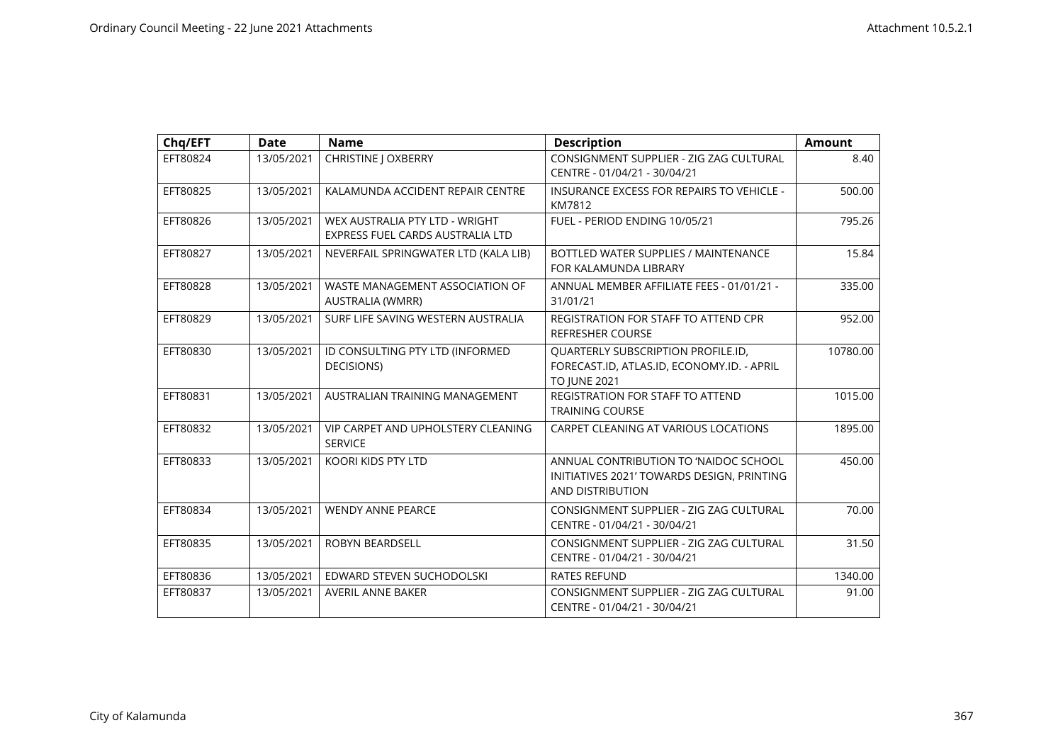| Chq/EFT | Date | Name | Description | Amount |
|---|---|---|---|---|
| EFT80824 | 13/05/2021 | CHRISTINE J OXBERRY | CONSIGNMENT SUPPLIER - ZIG ZAG CULTURAL CENTRE - 01/04/21 - 30/04/21 | 8.40 |
| EFT80825 | 13/05/2021 | KALAMUNDA ACCIDENT REPAIR CENTRE | INSURANCE EXCESS FOR REPAIRS TO VEHICLE - KM7812 | 500.00 |
| EFT80826 | 13/05/2021 | WEX AUSTRALIA PTY LTD - WRIGHT EXPRESS FUEL CARDS AUSTRALIA LTD | FUEL - PERIOD ENDING 10/05/21 | 795.26 |
| EFT80827 | 13/05/2021 | NEVERFAIL SPRINGWATER LTD (KALA LIB) | BOTTLED WATER SUPPLIES / MAINTENANCE FOR KALAMUNDA LIBRARY | 15.84 |
| EFT80828 | 13/05/2021 | WASTE MANAGEMENT ASSOCIATION OF AUSTRALIA (WMRR) | ANNUAL MEMBER AFFILIATE FEES - 01/01/21 - 31/01/21 | 335.00 |
| EFT80829 | 13/05/2021 | SURF LIFE SAVING WESTERN AUSTRALIA | REGISTRATION FOR STAFF TO ATTEND CPR REFRESHER COURSE | 952.00 |
| EFT80830 | 13/05/2021 | ID CONSULTING PTY LTD (INFORMED DECISIONS) | QUARTERLY SUBSCRIPTION PROFILE.ID, FORECAST.ID, ATLAS.ID, ECONOMY.ID. - APRIL TO JUNE 2021 | 10780.00 |
| EFT80831 | 13/05/2021 | AUSTRALIAN TRAINING MANAGEMENT | REGISTRATION FOR STAFF TO ATTEND TRAINING COURSE | 1015.00 |
| EFT80832 | 13/05/2021 | VIP CARPET AND UPHOLSTERY CLEANING SERVICE | CARPET CLEANING AT VARIOUS LOCATIONS | 1895.00 |
| EFT80833 | 13/05/2021 | KOORI KIDS PTY LTD | ANNUAL CONTRIBUTION TO 'NAIDOC SCHOOL INITIATIVES 2021' TOWARDS DESIGN, PRINTING AND DISTRIBUTION | 450.00 |
| EFT80834 | 13/05/2021 | WENDY ANNE PEARCE | CONSIGNMENT SUPPLIER - ZIG ZAG CULTURAL CENTRE - 01/04/21 - 30/04/21 | 70.00 |
| EFT80835 | 13/05/2021 | ROBYN BEARDSELL | CONSIGNMENT SUPPLIER - ZIG ZAG CULTURAL CENTRE - 01/04/21 - 30/04/21 | 31.50 |
| EFT80836 | 13/05/2021 | EDWARD STEVEN SUCHODOLSKI | RATES REFUND | 1340.00 |
| EFT80837 | 13/05/2021 | AVERIL ANNE BAKER | CONSIGNMENT SUPPLIER - ZIG ZAG CULTURAL CENTRE - 01/04/21 - 30/04/21 | 91.00 |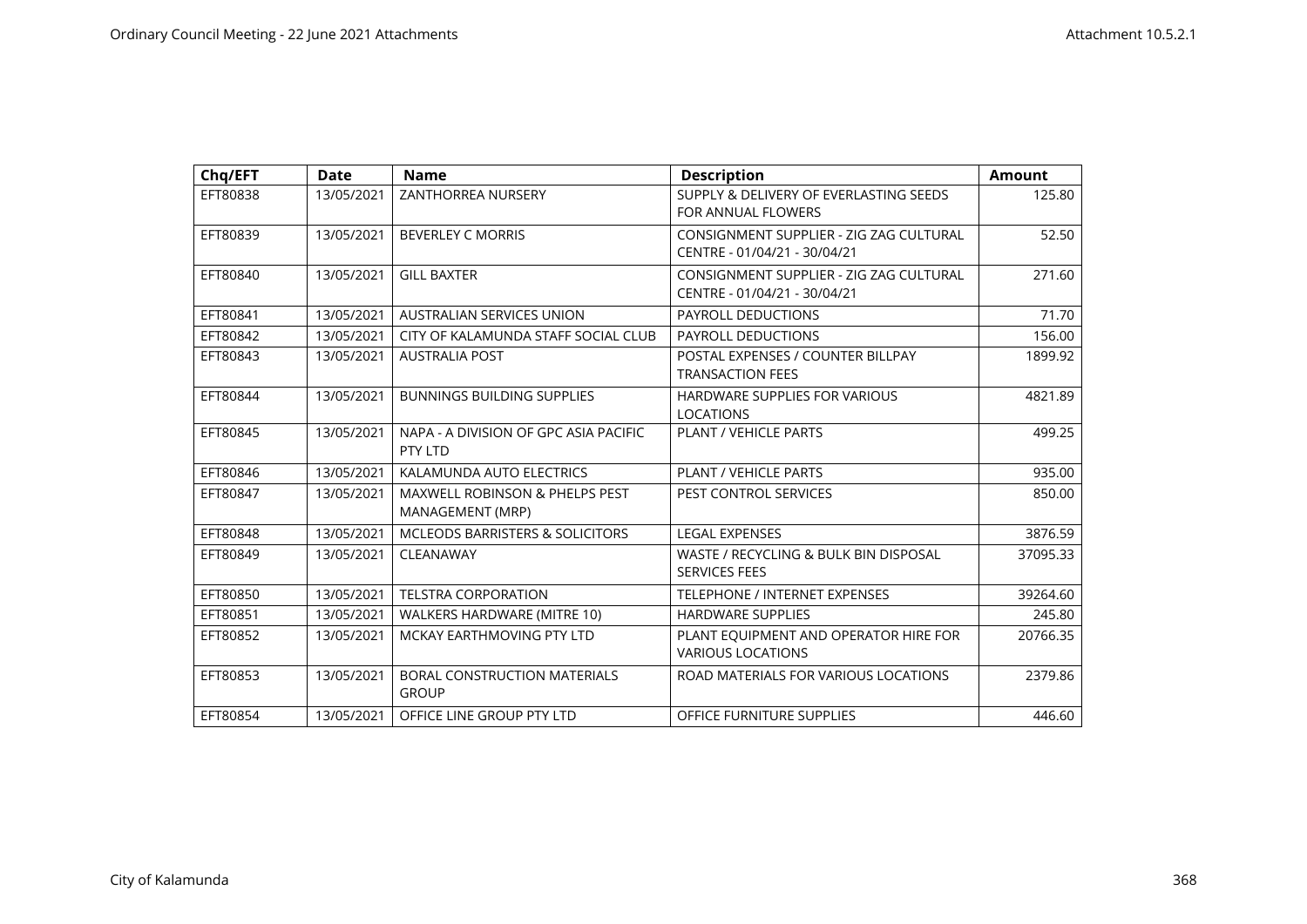| Chq/EFT | Date | Name | Description | Amount |
|---|---|---|---|---|
| EFT80838 | 13/05/2021 | ZANTHORREA NURSERY | SUPPLY & DELIVERY OF EVERLASTING SEEDS FOR ANNUAL FLOWERS | 125.80 |
| EFT80839 | 13/05/2021 | BEVERLEY C MORRIS | CONSIGNMENT SUPPLIER - ZIG ZAG CULTURAL CENTRE - 01/04/21 - 30/04/21 | 52.50 |
| EFT80840 | 13/05/2021 | GILL BAXTER | CONSIGNMENT SUPPLIER - ZIG ZAG CULTURAL CENTRE - 01/04/21 - 30/04/21 | 271.60 |
| EFT80841 | 13/05/2021 | AUSTRALIAN SERVICES UNION | PAYROLL DEDUCTIONS | 71.70 |
| EFT80842 | 13/05/2021 | CITY OF KALAMUNDA STAFF SOCIAL CLUB | PAYROLL DEDUCTIONS | 156.00 |
| EFT80843 | 13/05/2021 | AUSTRALIA POST | POSTAL EXPENSES / COUNTER BILLPAY TRANSACTION FEES | 1899.92 |
| EFT80844 | 13/05/2021 | BUNNINGS BUILDING SUPPLIES | HARDWARE SUPPLIES FOR VARIOUS LOCATIONS | 4821.89 |
| EFT80845 | 13/05/2021 | NAPA - A DIVISION OF GPC ASIA PACIFIC PTY LTD | PLANT / VEHICLE PARTS | 499.25 |
| EFT80846 | 13/05/2021 | KALAMUNDA AUTO ELECTRICS | PLANT / VEHICLE PARTS | 935.00 |
| EFT80847 | 13/05/2021 | MAXWELL ROBINSON & PHELPS PEST MANAGEMENT (MRP) | PEST CONTROL SERVICES | 850.00 |
| EFT80848 | 13/05/2021 | MCLEODS BARRISTERS & SOLICITORS | LEGAL EXPENSES | 3876.59 |
| EFT80849 | 13/05/2021 | CLEANAWAY | WASTE / RECYCLING & BULK BIN DISPOSAL SERVICES FEES | 37095.33 |
| EFT80850 | 13/05/2021 | TELSTRA CORPORATION | TELEPHONE / INTERNET EXPENSES | 39264.60 |
| EFT80851 | 13/05/2021 | WALKERS HARDWARE (MITRE 10) | HARDWARE SUPPLIES | 245.80 |
| EFT80852 | 13/05/2021 | MCKAY EARTHMOVING PTY LTD | PLANT EQUIPMENT AND OPERATOR HIRE FOR VARIOUS LOCATIONS | 20766.35 |
| EFT80853 | 13/05/2021 | BORAL CONSTRUCTION MATERIALS GROUP | ROAD MATERIALS FOR VARIOUS LOCATIONS | 2379.86 |
| EFT80854 | 13/05/2021 | OFFICE LINE GROUP PTY LTD | OFFICE FURNITURE SUPPLIES | 446.60 |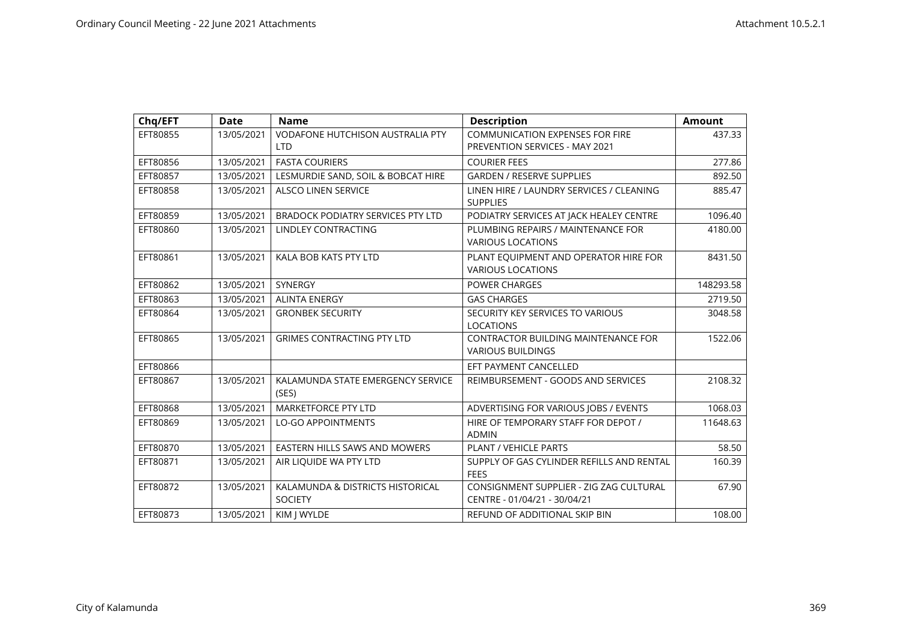| Chq/EFT | Date | Name | Description | Amount |
|---|---|---|---|---|
| EFT80855 | 13/05/2021 | VODAFONE HUTCHISON AUSTRALIA PTY LTD | COMMUNICATION EXPENSES FOR FIRE PREVENTION SERVICES - MAY 2021 | 437.33 |
| EFT80856 | 13/05/2021 | FASTA COURIERS | COURIER FEES | 277.86 |
| EFT80857 | 13/05/2021 | LESMURDIE SAND, SOIL & BOBCAT HIRE | GARDEN / RESERVE SUPPLIES | 892.50 |
| EFT80858 | 13/05/2021 | ALSCO LINEN SERVICE | LINEN HIRE / LAUNDRY SERVICES / CLEANING SUPPLIES | 885.47 |
| EFT80859 | 13/05/2021 | BRADOCK PODIATRY SERVICES PTY LTD | PODIATRY SERVICES AT JACK HEALEY CENTRE | 1096.40 |
| EFT80860 | 13/05/2021 | LINDLEY CONTRACTING | PLUMBING REPAIRS / MAINTENANCE FOR VARIOUS LOCATIONS | 4180.00 |
| EFT80861 | 13/05/2021 | KALA BOB KATS PTY LTD | PLANT EQUIPMENT AND OPERATOR HIRE FOR VARIOUS LOCATIONS | 8431.50 |
| EFT80862 | 13/05/2021 | SYNERGY | POWER CHARGES | 148293.58 |
| EFT80863 | 13/05/2021 | ALINTA ENERGY | GAS CHARGES | 2719.50 |
| EFT80864 | 13/05/2021 | GRONBEK SECURITY | SECURITY KEY SERVICES TO VARIOUS LOCATIONS | 3048.58 |
| EFT80865 | 13/05/2021 | GRIMES CONTRACTING PTY LTD | CONTRACTOR BUILDING MAINTENANCE FOR VARIOUS BUILDINGS | 1522.06 |
| EFT80866 | | | EFT PAYMENT CANCELLED | |
| EFT80867 | 13/05/2021 | KALAMUNDA STATE EMERGENCY SERVICE (SES) | REIMBURSEMENT - GOODS AND SERVICES | 2108.32 |
| EFT80868 | 13/05/2021 | MARKETFORCE PTY LTD | ADVERTISING FOR VARIOUS JOBS / EVENTS | 1068.03 |
| EFT80869 | 13/05/2021 | LO-GO APPOINTMENTS | HIRE OF TEMPORARY STAFF FOR DEPOT / ADMIN | 11648.63 |
| EFT80870 | 13/05/2021 | EASTERN HILLS SAWS AND MOWERS | PLANT / VEHICLE PARTS | 58.50 |
| EFT80871 | 13/05/2021 | AIR LIQUIDE WA PTY LTD | SUPPLY OF GAS CYLINDER REFILLS AND RENTAL FEES | 160.39 |
| EFT80872 | 13/05/2021 | KALAMUNDA & DISTRICTS HISTORICAL SOCIETY | CONSIGNMENT SUPPLIER - ZIG ZAG CULTURAL CENTRE - 01/04/21 - 30/04/21 | 67.90 |
| EFT80873 | 13/05/2021 | KIM J WYLDE | REFUND OF ADDITIONAL SKIP BIN | 108.00 |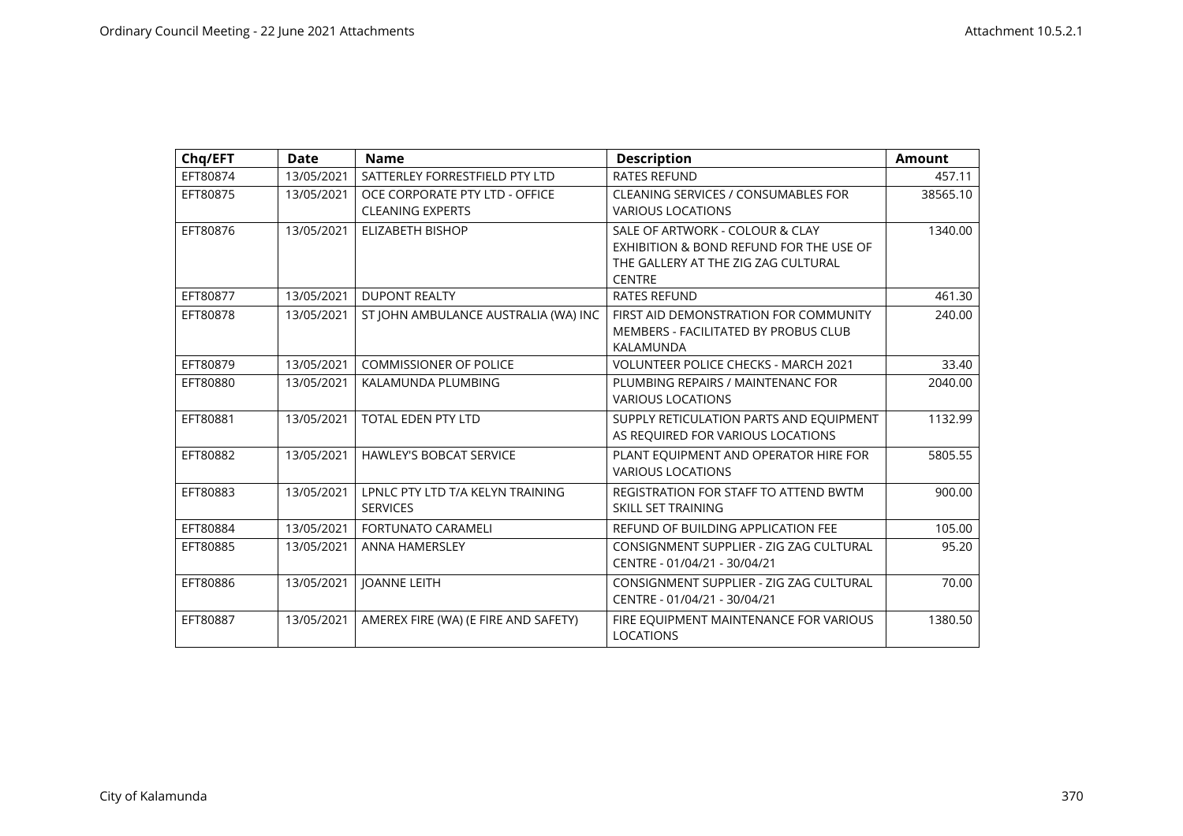| Chq/EFT | Date | Name | Description | Amount |
|---|---|---|---|---|
| EFT80874 | 13/05/2021 | SATTERLEY FORRESTFIELD PTY LTD | RATES REFUND | 457.11 |
| EFT80875 | 13/05/2021 | OCE CORPORATE PTY LTD - OFFICE CLEANING EXPERTS | CLEANING SERVICES / CONSUMABLES FOR VARIOUS LOCATIONS | 38565.10 |
| EFT80876 | 13/05/2021 | ELIZABETH BISHOP | SALE OF ARTWORK - COLOUR & CLAY EXHIBITION & BOND REFUND FOR THE USE OF THE GALLERY AT THE ZIG ZAG CULTURAL CENTRE | 1340.00 |
| EFT80877 | 13/05/2021 | DUPONT REALTY | RATES REFUND | 461.30 |
| EFT80878 | 13/05/2021 | ST JOHN AMBULANCE AUSTRALIA (WA) INC | FIRST AID DEMONSTRATION FOR COMMUNITY MEMBERS - FACILITATED BY PROBUS CLUB KALAMUNDA | 240.00 |
| EFT80879 | 13/05/2021 | COMMISSIONER OF POLICE | VOLUNTEER POLICE CHECKS - MARCH 2021 | 33.40 |
| EFT80880 | 13/05/2021 | KALAMUNDA PLUMBING | PLUMBING REPAIRS / MAINTENANC FOR VARIOUS LOCATIONS | 2040.00 |
| EFT80881 | 13/05/2021 | TOTAL EDEN PTY LTD | SUPPLY RETICULATION PARTS AND EQUIPMENT AS REQUIRED FOR VARIOUS LOCATIONS | 1132.99 |
| EFT80882 | 13/05/2021 | HAWLEY'S BOBCAT SERVICE | PLANT EQUIPMENT AND OPERATOR HIRE FOR VARIOUS LOCATIONS | 5805.55 |
| EFT80883 | 13/05/2021 | LPNLC PTY LTD T/A KELYN TRAINING SERVICES | REGISTRATION FOR STAFF TO ATTEND BWTM SKILL SET TRAINING | 900.00 |
| EFT80884 | 13/05/2021 | FORTUNATO CARAMELI | REFUND OF BUILDING APPLICATION FEE | 105.00 |
| EFT80885 | 13/05/2021 | ANNA HAMERSLEY | CONSIGNMENT SUPPLIER - ZIG ZAG CULTURAL CENTRE - 01/04/21 - 30/04/21 | 95.20 |
| EFT80886 | 13/05/2021 | JOANNE LEITH | CONSIGNMENT SUPPLIER - ZIG ZAG CULTURAL CENTRE - 01/04/21 - 30/04/21 | 70.00 |
| EFT80887 | 13/05/2021 | AMEREX FIRE (WA) (E FIRE AND SAFETY) | FIRE EQUIPMENT MAINTENANCE FOR VARIOUS LOCATIONS | 1380.50 |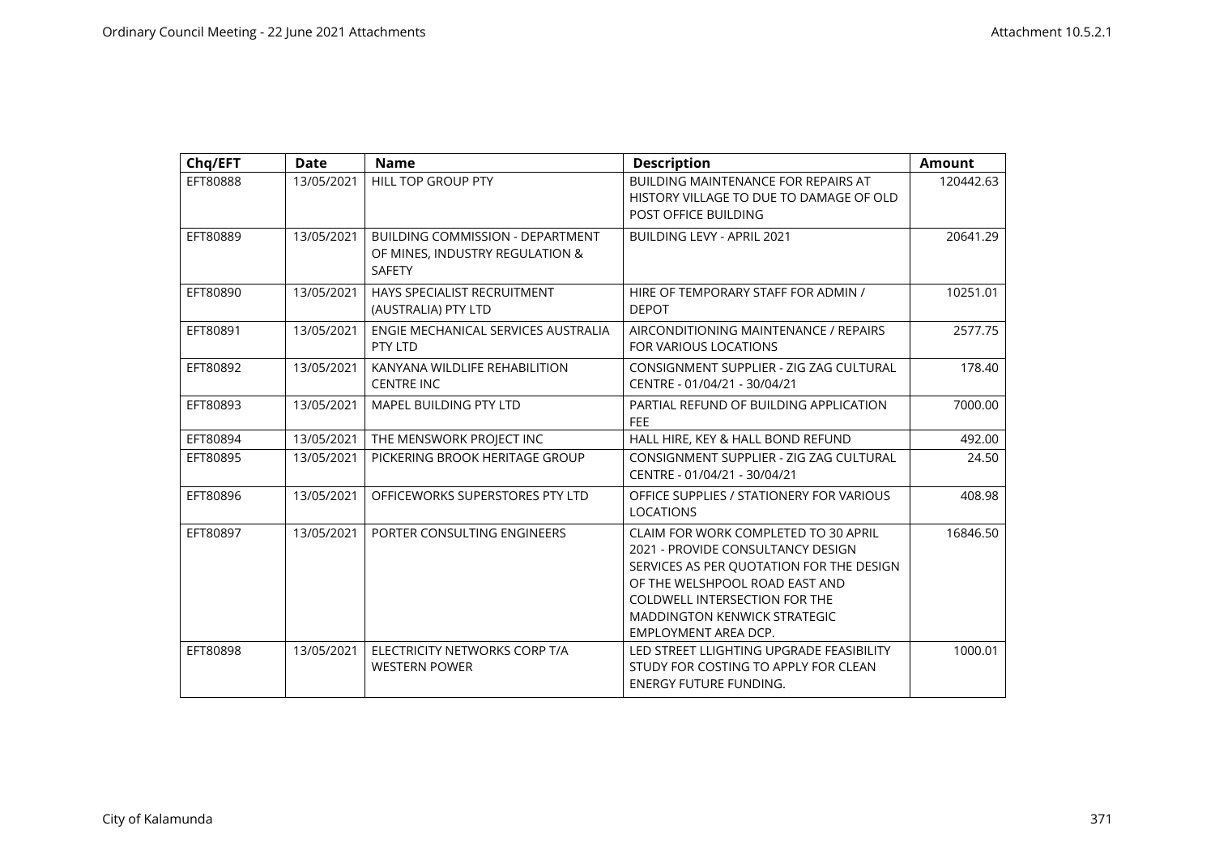| Chq/EFT | Date | Name | Description | Amount |
|---|---|---|---|---|
| EFT80888 | 13/05/2021 | HILL TOP GROUP PTY | BUILDING MAINTENANCE FOR REPAIRS AT HISTORY VILLAGE TO DUE TO DAMAGE OF OLD POST OFFICE BUILDING | 120442.63 |
| EFT80889 | 13/05/2021 | BUILDING COMMISSION - DEPARTMENT OF MINES, INDUSTRY REGULATION & SAFETY | BUILDING LEVY - APRIL 2021 | 20641.29 |
| EFT80890 | 13/05/2021 | HAYS SPECIALIST RECRUITMENT (AUSTRALIA) PTY LTD | HIRE OF TEMPORARY STAFF FOR ADMIN / DEPOT | 10251.01 |
| EFT80891 | 13/05/2021 | ENGIE MECHANICAL SERVICES AUSTRALIA PTY LTD | AIRCONDITIONING MAINTENANCE / REPAIRS FOR VARIOUS LOCATIONS | 2577.75 |
| EFT80892 | 13/05/2021 | KANYANA WILDLIFE REHABILITION CENTRE INC | CONSIGNMENT SUPPLIER - ZIG ZAG CULTURAL CENTRE - 01/04/21 - 30/04/21 | 178.40 |
| EFT80893 | 13/05/2021 | MAPEL BUILDING PTY LTD | PARTIAL REFUND OF BUILDING APPLICATION FEE | 7000.00 |
| EFT80894 | 13/05/2021 | THE MENSWORK PROJECT INC | HALL HIRE, KEY & HALL BOND REFUND | 492.00 |
| EFT80895 | 13/05/2021 | PICKERING BROOK HERITAGE GROUP | CONSIGNMENT SUPPLIER - ZIG ZAG CULTURAL CENTRE - 01/04/21 - 30/04/21 | 24.50 |
| EFT80896 | 13/05/2021 | OFFICEWORKS SUPERSTORES PTY LTD | OFFICE SUPPLIES / STATIONERY FOR VARIOUS LOCATIONS | 408.98 |
| EFT80897 | 13/05/2021 | PORTER CONSULTING ENGINEERS | CLAIM FOR WORK COMPLETED TO 30 APRIL 2021 - PROVIDE CONSULTANCY DESIGN SERVICES AS PER QUOTATION FOR THE DESIGN OF THE WELSHPOOL ROAD EAST AND COLDWELL INTERSECTION FOR THE MADDINGTON KENWICK STRATEGIC EMPLOYMENT AREA DCP. | 16846.50 |
| EFT80898 | 13/05/2021 | ELECTRICITY NETWORKS CORP T/A WESTERN POWER | LED STREET LLIGHTING UPGRADE FEASIBILITY STUDY FOR COSTING TO APPLY FOR CLEAN ENERGY FUTURE FUNDING. | 1000.01 |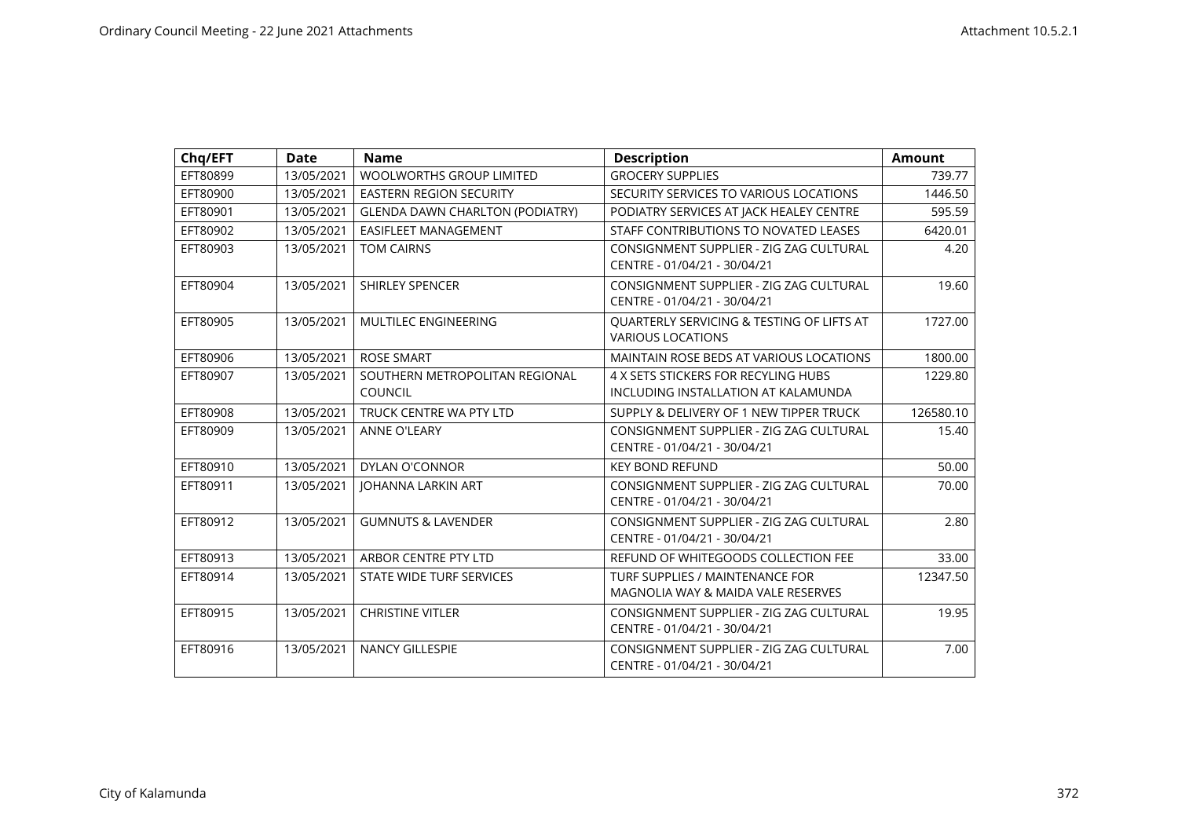| Chq/EFT | Date | Name | Description | Amount |
|---|---|---|---|---|
| EFT80899 | 13/05/2021 | WOOLWORTHS GROUP LIMITED | GROCERY SUPPLIES | 739.77 |
| EFT80900 | 13/05/2021 | EASTERN REGION SECURITY | SECURITY SERVICES TO VARIOUS LOCATIONS | 1446.50 |
| EFT80901 | 13/05/2021 | GLENDA DAWN CHARLTON (PODIATRY) | PODIATRY SERVICES AT JACK HEALEY CENTRE | 595.59 |
| EFT80902 | 13/05/2021 | EASIFLEET MANAGEMENT | STAFF CONTRIBUTIONS TO NOVATED LEASES | 6420.01 |
| EFT80903 | 13/05/2021 | TOM CAIRNS | CONSIGNMENT SUPPLIER - ZIG ZAG CULTURAL CENTRE - 01/04/21 - 30/04/21 | 4.20 |
| EFT80904 | 13/05/2021 | SHIRLEY SPENCER | CONSIGNMENT SUPPLIER - ZIG ZAG CULTURAL CENTRE - 01/04/21 - 30/04/21 | 19.60 |
| EFT80905 | 13/05/2021 | MULTILEC ENGINEERING | QUARTERLY SERVICING & TESTING OF LIFTS AT VARIOUS LOCATIONS | 1727.00 |
| EFT80906 | 13/05/2021 | ROSE SMART | MAINTAIN ROSE BEDS AT VARIOUS LOCATIONS | 1800.00 |
| EFT80907 | 13/05/2021 | SOUTHERN METROPOLITAN REGIONAL COUNCIL | 4 X SETS STICKERS FOR RECYLING HUBS INCLUDING INSTALLATION AT KALAMUNDA | 1229.80 |
| EFT80908 | 13/05/2021 | TRUCK CENTRE WA PTY LTD | SUPPLY & DELIVERY OF 1 NEW TIPPER TRUCK | 126580.10 |
| EFT80909 | 13/05/2021 | ANNE O'LEARY | CONSIGNMENT SUPPLIER - ZIG ZAG CULTURAL CENTRE - 01/04/21 - 30/04/21 | 15.40 |
| EFT80910 | 13/05/2021 | DYLAN O'CONNOR | KEY BOND REFUND | 50.00 |
| EFT80911 | 13/05/2021 | JOHANNA LARKIN ART | CONSIGNMENT SUPPLIER - ZIG ZAG CULTURAL CENTRE - 01/04/21 - 30/04/21 | 70.00 |
| EFT80912 | 13/05/2021 | GUMNUTS & LAVENDER | CONSIGNMENT SUPPLIER - ZIG ZAG CULTURAL CENTRE - 01/04/21 - 30/04/21 | 2.80 |
| EFT80913 | 13/05/2021 | ARBOR CENTRE PTY LTD | REFUND OF WHITEGOODS COLLECTION FEE | 33.00 |
| EFT80914 | 13/05/2021 | STATE WIDE TURF SERVICES | TURF SUPPLIES / MAINTENANCE FOR MAGNOLIA WAY & MAIDA VALE RESERVES | 12347.50 |
| EFT80915 | 13/05/2021 | CHRISTINE VITLER | CONSIGNMENT SUPPLIER - ZIG ZAG CULTURAL CENTRE - 01/04/21 - 30/04/21 | 19.95 |
| EFT80916 | 13/05/2021 | NANCY GILLESPIE | CONSIGNMENT SUPPLIER - ZIG ZAG CULTURAL CENTRE - 01/04/21 - 30/04/21 | 7.00 |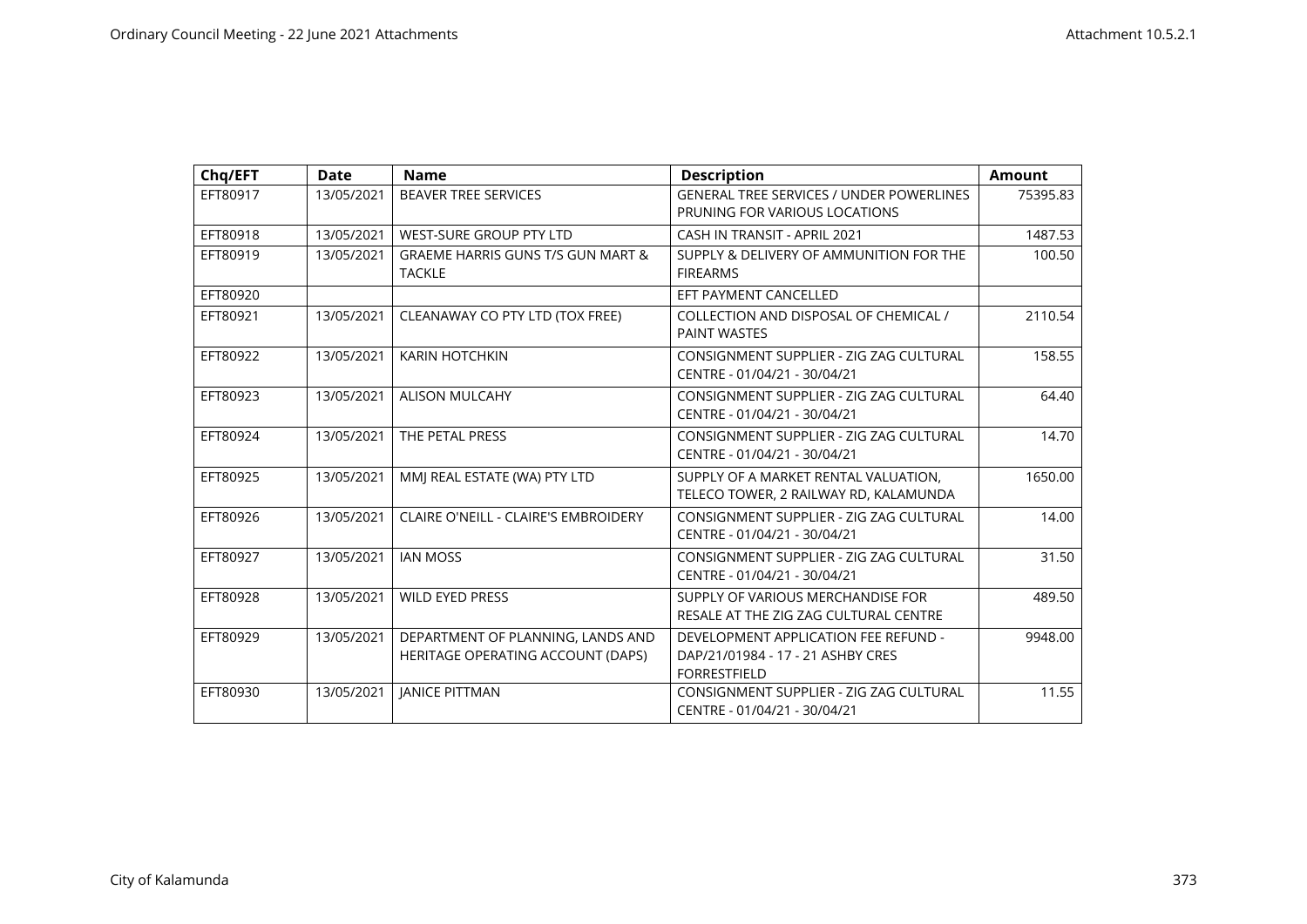| Chq/EFT | Date | Name | Description | Amount |
|---|---|---|---|---|
| EFT80917 | 13/05/2021 | BEAVER TREE SERVICES | GENERAL TREE SERVICES / UNDER POWERLINES PRUNING FOR VARIOUS LOCATIONS | 75395.83 |
| EFT80918 | 13/05/2021 | WEST-SURE GROUP PTY LTD | CASH IN TRANSIT - APRIL 2021 | 1487.53 |
| EFT80919 | 13/05/2021 | GRAEME HARRIS GUNS T/S GUN MART & TACKLE | SUPPLY & DELIVERY OF AMMUNITION FOR THE FIREARMS | 100.50 |
| EFT80920 | | | EFT PAYMENT CANCELLED | |
| EFT80921 | 13/05/2021 | CLEANAWAY CO PTY LTD (TOX FREE) | COLLECTION AND DISPOSAL OF CHEMICAL / PAINT WASTES | 2110.54 |
| EFT80922 | 13/05/2021 | KARIN HOTCHKIN | CONSIGNMENT SUPPLIER - ZIG ZAG CULTURAL CENTRE - 01/04/21 - 30/04/21 | 158.55 |
| EFT80923 | 13/05/2021 | ALISON MULCAHY | CONSIGNMENT SUPPLIER - ZIG ZAG CULTURAL CENTRE - 01/04/21 - 30/04/21 | 64.40 |
| EFT80924 | 13/05/2021 | THE PETAL PRESS | CONSIGNMENT SUPPLIER - ZIG ZAG CULTURAL CENTRE - 01/04/21 - 30/04/21 | 14.70 |
| EFT80925 | 13/05/2021 | MMJ REAL ESTATE (WA) PTY LTD | SUPPLY OF A MARKET RENTAL VALUATION, TELECO TOWER, 2 RAILWAY RD, KALAMUNDA | 1650.00 |
| EFT80926 | 13/05/2021 | CLAIRE O'NEILL - CLAIRE'S EMBROIDERY | CONSIGNMENT SUPPLIER - ZIG ZAG CULTURAL CENTRE - 01/04/21 - 30/04/21 | 14.00 |
| EFT80927 | 13/05/2021 | IAN MOSS | CONSIGNMENT SUPPLIER - ZIG ZAG CULTURAL CENTRE - 01/04/21 - 30/04/21 | 31.50 |
| EFT80928 | 13/05/2021 | WILD EYED PRESS | SUPPLY OF VARIOUS MERCHANDISE FOR RESALE AT THE ZIG ZAG CULTURAL CENTRE | 489.50 |
| EFT80929 | 13/05/2021 | DEPARTMENT OF PLANNING, LANDS AND HERITAGE OPERATING ACCOUNT (DAPS) | DEVELOPMENT APPLICATION FEE REFUND - DAP/21/01984 - 17 - 21 ASHBY CRES FORRESTFIELD | 9948.00 |
| EFT80930 | 13/05/2021 | JANICE PITTMAN | CONSIGNMENT SUPPLIER - ZIG ZAG CULTURAL CENTRE - 01/04/21 - 30/04/21 | 11.55 |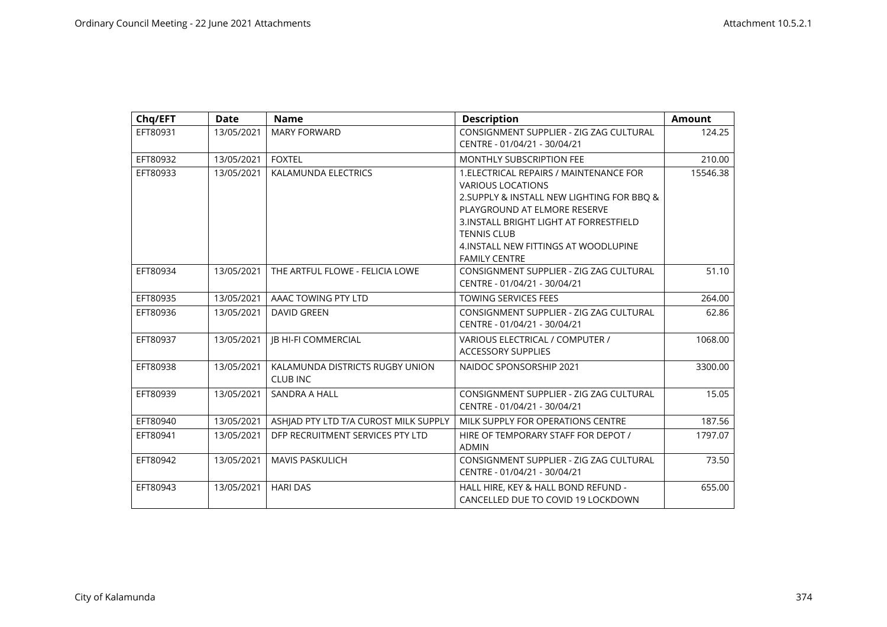| Chq/EFT | Date | Name | Description | Amount |
|---|---|---|---|---|
| EFT80931 | 13/05/2021 | MARY FORWARD | CONSIGNMENT SUPPLIER - ZIG ZAG CULTURAL CENTRE - 01/04/21 - 30/04/21 | 124.25 |
| EFT80932 | 13/05/2021 | FOXTEL | MONTHLY SUBSCRIPTION FEE | 210.00 |
| EFT80933 | 13/05/2021 | KALAMUNDA ELECTRICS | 1.ELECTRICAL REPAIRS / MAINTENANCE FOR VARIOUS LOCATIONS 2.SUPPLY & INSTALL NEW LIGHTING FOR BBQ & PLAYGROUND AT ELMORE RESERVE 3.INSTALL BRIGHT LIGHT AT FORRESTFIELD TENNIS CLUB 4.INSTALL NEW FITTINGS AT WOODLUPINE FAMILY CENTRE | 15546.38 |
| EFT80934 | 13/05/2021 | THE ARTFUL FLOWE - FELICIA LOWE | CONSIGNMENT SUPPLIER - ZIG ZAG CULTURAL CENTRE - 01/04/21 - 30/04/21 | 51.10 |
| EFT80935 | 13/05/2021 | AAAC TOWING PTY LTD | TOWING SERVICES FEES | 264.00 |
| EFT80936 | 13/05/2021 | DAVID GREEN | CONSIGNMENT SUPPLIER - ZIG ZAG CULTURAL CENTRE - 01/04/21 - 30/04/21 | 62.86 |
| EFT80937 | 13/05/2021 | JB HI-FI COMMERCIAL | VARIOUS ELECTRICAL / COMPUTER / ACCESSORY SUPPLIES | 1068.00 |
| EFT80938 | 13/05/2021 | KALAMUNDA DISTRICTS RUGBY UNION CLUB INC | NAIDOC SPONSORSHIP 2021 | 3300.00 |
| EFT80939 | 13/05/2021 | SANDRA A HALL | CONSIGNMENT SUPPLIER - ZIG ZAG CULTURAL CENTRE - 01/04/21 - 30/04/21 | 15.05 |
| EFT80940 | 13/05/2021 | ASHJAD PTY LTD T/A CUROST MILK SUPPLY | MILK SUPPLY FOR OPERATIONS CENTRE | 187.56 |
| EFT80941 | 13/05/2021 | DFP RECRUITMENT SERVICES PTY LTD | HIRE OF TEMPORARY STAFF FOR DEPOT / ADMIN | 1797.07 |
| EFT80942 | 13/05/2021 | MAVIS PASKULICH | CONSIGNMENT SUPPLIER - ZIG ZAG CULTURAL CENTRE - 01/04/21 - 30/04/21 | 73.50 |
| EFT80943 | 13/05/2021 | HARI DAS | HALL HIRE, KEY & HALL BOND REFUND - CANCELLED DUE TO COVID 19 LOCKDOWN | 655.00 |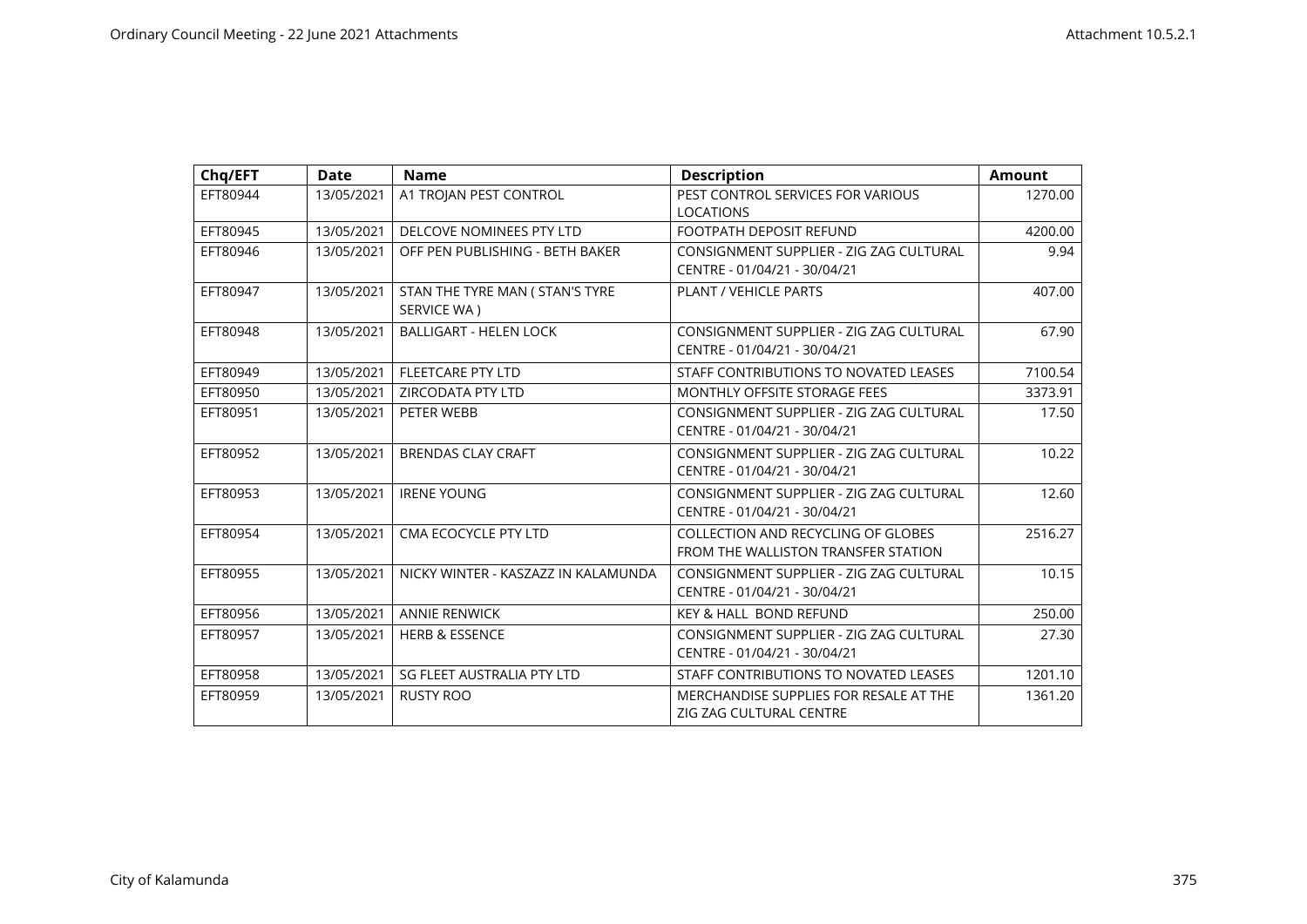| Chq/EFT | Date | Name | Description | Amount |
|---|---|---|---|---|
| EFT80944 | 13/05/2021 | A1 TROJAN PEST CONTROL | PEST CONTROL SERVICES FOR VARIOUS LOCATIONS | 1270.00 |
| EFT80945 | 13/05/2021 | DELCOVE NOMINEES PTY LTD | FOOTPATH DEPOSIT REFUND | 4200.00 |
| EFT80946 | 13/05/2021 | OFF PEN PUBLISHING - BETH BAKER | CONSIGNMENT SUPPLIER - ZIG ZAG CULTURAL CENTRE - 01/04/21 - 30/04/21 | 9.94 |
| EFT80947 | 13/05/2021 | STAN THE TYRE MAN ( STAN'S TYRE SERVICE WA ) | PLANT / VEHICLE PARTS | 407.00 |
| EFT80948 | 13/05/2021 | BALLIGART - HELEN LOCK | CONSIGNMENT SUPPLIER - ZIG ZAG CULTURAL CENTRE - 01/04/21 - 30/04/21 | 67.90 |
| EFT80949 | 13/05/2021 | FLEETCARE PTY LTD | STAFF CONTRIBUTIONS TO NOVATED LEASES | 7100.54 |
| EFT80950 | 13/05/2021 | ZIRCODATA PTY LTD | MONTHLY OFFSITE STORAGE FEES | 3373.91 |
| EFT80951 | 13/05/2021 | PETER WEBB | CONSIGNMENT SUPPLIER - ZIG ZAG CULTURAL CENTRE - 01/04/21 - 30/04/21 | 17.50 |
| EFT80952 | 13/05/2021 | BRENDAS CLAY CRAFT | CONSIGNMENT SUPPLIER - ZIG ZAG CULTURAL CENTRE - 01/04/21 - 30/04/21 | 10.22 |
| EFT80953 | 13/05/2021 | IRENE YOUNG | CONSIGNMENT SUPPLIER - ZIG ZAG CULTURAL CENTRE - 01/04/21 - 30/04/21 | 12.60 |
| EFT80954 | 13/05/2021 | CMA ECOCYCLE PTY LTD | COLLECTION AND RECYCLING OF GLOBES FROM THE WALLISTON TRANSFER STATION | 2516.27 |
| EFT80955 | 13/05/2021 | NICKY WINTER - KASZAZZ IN KALAMUNDA | CONSIGNMENT SUPPLIER - ZIG ZAG CULTURAL CENTRE - 01/04/21 - 30/04/21 | 10.15 |
| EFT80956 | 13/05/2021 | ANNIE RENWICK | KEY & HALL BOND REFUND | 250.00 |
| EFT80957 | 13/05/2021 | HERB & ESSENCE | CONSIGNMENT SUPPLIER - ZIG ZAG CULTURAL CENTRE - 01/04/21 - 30/04/21 | 27.30 |
| EFT80958 | 13/05/2021 | SG FLEET AUSTRALIA PTY LTD | STAFF CONTRIBUTIONS TO NOVATED LEASES | 1201.10 |
| EFT80959 | 13/05/2021 | RUSTY ROO | MERCHANDISE SUPPLIES FOR RESALE AT THE ZIG ZAG CULTURAL CENTRE | 1361.20 |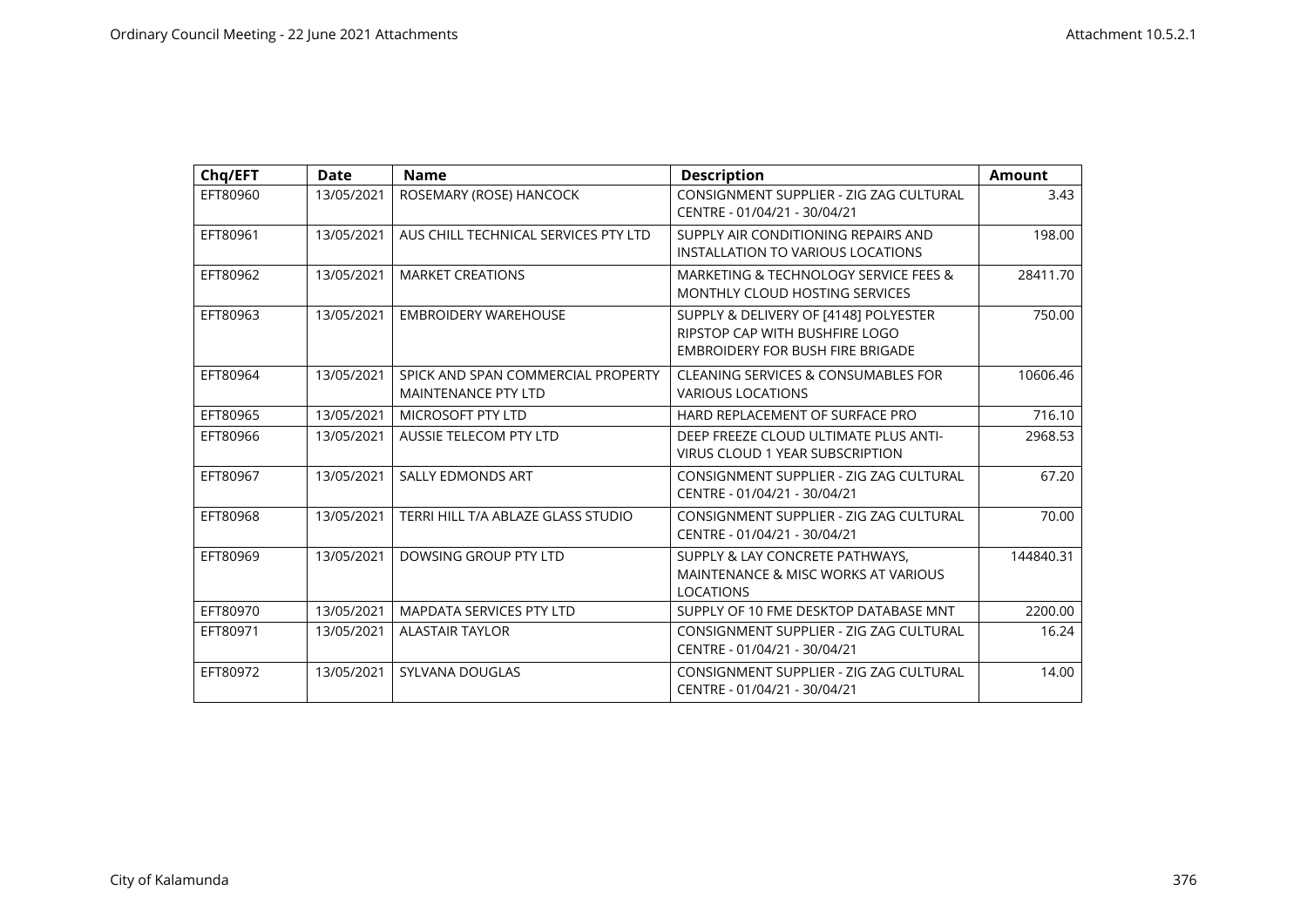| Chq/EFT | Date | Name | Description | Amount |
|---|---|---|---|---|
| EFT80960 | 13/05/2021 | ROSEMARY (ROSE) HANCOCK | CONSIGNMENT SUPPLIER - ZIG ZAG CULTURAL CENTRE - 01/04/21 - 30/04/21 | 3.43 |
| EFT80961 | 13/05/2021 | AUS CHILL TECHNICAL SERVICES PTY LTD | SUPPLY AIR CONDITIONING REPAIRS AND INSTALLATION TO VARIOUS LOCATIONS | 198.00 |
| EFT80962 | 13/05/2021 | MARKET CREATIONS | MARKETING & TECHNOLOGY SERVICE FEES & MONTHLY CLOUD HOSTING SERVICES | 28411.70 |
| EFT80963 | 13/05/2021 | EMBROIDERY WAREHOUSE | SUPPLY & DELIVERY OF [4148] POLYESTER RIPSTOP CAP WITH BUSHFIRE LOGO EMBROIDERY FOR BUSH FIRE BRIGADE | 750.00 |
| EFT80964 | 13/05/2021 | SPICK AND SPAN COMMERCIAL PROPERTY MAINTENANCE PTY LTD | CLEANING SERVICES & CONSUMABLES FOR VARIOUS LOCATIONS | 10606.46 |
| EFT80965 | 13/05/2021 | MICROSOFT PTY LTD | HARD REPLACEMENT OF SURFACE PRO | 716.10 |
| EFT80966 | 13/05/2021 | AUSSIE TELECOM PTY LTD | DEEP FREEZE CLOUD ULTIMATE PLUS ANTI-VIRUS CLOUD 1 YEAR SUBSCRIPTION | 2968.53 |
| EFT80967 | 13/05/2021 | SALLY EDMONDS ART | CONSIGNMENT SUPPLIER - ZIG ZAG CULTURAL CENTRE - 01/04/21 - 30/04/21 | 67.20 |
| EFT80968 | 13/05/2021 | TERRI HILL T/A ABLAZE GLASS STUDIO | CONSIGNMENT SUPPLIER - ZIG ZAG CULTURAL CENTRE - 01/04/21 - 30/04/21 | 70.00 |
| EFT80969 | 13/05/2021 | DOWSING GROUP PTY LTD | SUPPLY & LAY CONCRETE PATHWAYS, MAINTENANCE & MISC WORKS AT VARIOUS LOCATIONS | 144840.31 |
| EFT80970 | 13/05/2021 | MAPDATA SERVICES PTY LTD | SUPPLY OF 10 FME DESKTOP DATABASE MNT | 2200.00 |
| EFT80971 | 13/05/2021 | ALASTAIR TAYLOR | CONSIGNMENT SUPPLIER - ZIG ZAG CULTURAL CENTRE - 01/04/21 - 30/04/21 | 16.24 |
| EFT80972 | 13/05/2021 | SYLVANA DOUGLAS | CONSIGNMENT SUPPLIER - ZIG ZAG CULTURAL CENTRE - 01/04/21 - 30/04/21 | 14.00 |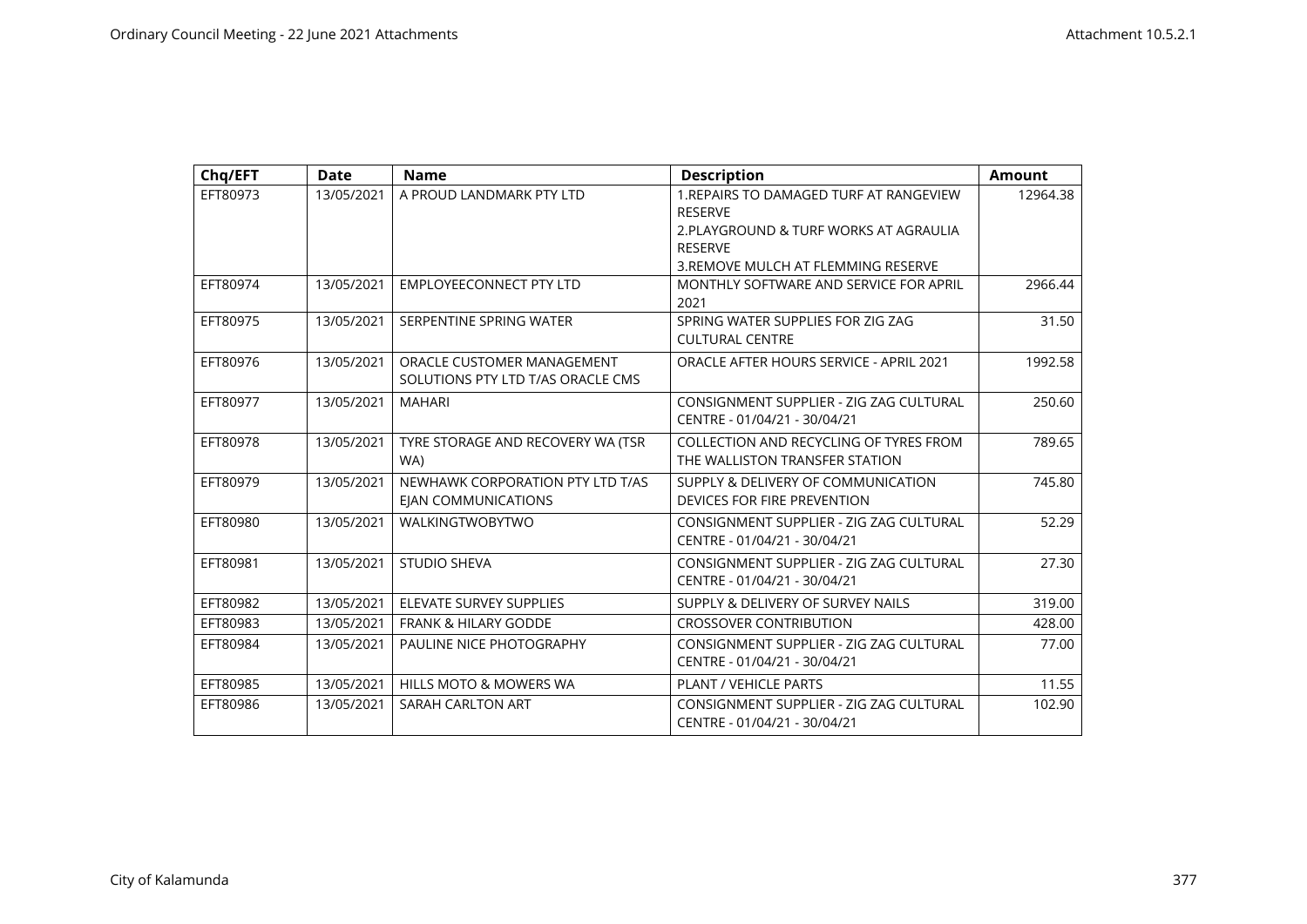| Chq/EFT | Date | Name | Description | Amount |
|---|---|---|---|---|
| EFT80973 | 13/05/2021 | A PROUD LANDMARK PTY LTD | 1.REPAIRS TO DAMAGED TURF AT RANGEVIEW RESERVE 2.PLAYGROUND & TURF WORKS AT AGRAULIA RESERVE 3.REMOVE MULCH AT FLEMMING RESERVE | 12964.38 |
| EFT80974 | 13/05/2021 | EMPLOYEECONNECT PTY LTD | MONTHLY SOFTWARE AND SERVICE FOR APRIL 2021 | 2966.44 |
| EFT80975 | 13/05/2021 | SERPENTINE SPRING WATER | SPRING WATER SUPPLIES FOR ZIG ZAG CULTURAL CENTRE | 31.50 |
| EFT80976 | 13/05/2021 | ORACLE CUSTOMER MANAGEMENT SOLUTIONS PTY LTD T/AS ORACLE CMS | ORACLE AFTER HOURS SERVICE - APRIL 2021 | 1992.58 |
| EFT80977 | 13/05/2021 | MAHARI | CONSIGNMENT SUPPLIER - ZIG ZAG CULTURAL CENTRE - 01/04/21 - 30/04/21 | 250.60 |
| EFT80978 | 13/05/2021 | TYRE STORAGE AND RECOVERY WA (TSR WA) | COLLECTION AND RECYCLING OF TYRES FROM THE WALLISTON TRANSFER STATION | 789.65 |
| EFT80979 | 13/05/2021 | NEWHAWK CORPORATION PTY LTD T/AS EJAN COMMUNICATIONS | SUPPLY & DELIVERY OF COMMUNICATION DEVICES FOR FIRE PREVENTION | 745.80 |
| EFT80980 | 13/05/2021 | WALKINGTWOBYTWO | CONSIGNMENT SUPPLIER - ZIG ZAG CULTURAL CENTRE - 01/04/21 - 30/04/21 | 52.29 |
| EFT80981 | 13/05/2021 | STUDIO SHEVA | CONSIGNMENT SUPPLIER - ZIG ZAG CULTURAL CENTRE - 01/04/21 - 30/04/21 | 27.30 |
| EFT80982 | 13/05/2021 | ELEVATE SURVEY SUPPLIES | SUPPLY & DELIVERY OF SURVEY NAILS | 319.00 |
| EFT80983 | 13/05/2021 | FRANK & HILARY GODDE | CROSSOVER CONTRIBUTION | 428.00 |
| EFT80984 | 13/05/2021 | PAULINE NICE PHOTOGRAPHY | CONSIGNMENT SUPPLIER - ZIG ZAG CULTURAL CENTRE - 01/04/21 - 30/04/21 | 77.00 |
| EFT80985 | 13/05/2021 | HILLS MOTO & MOWERS WA | PLANT / VEHICLE PARTS | 11.55 |
| EFT80986 | 13/05/2021 | SARAH CARLTON ART | CONSIGNMENT SUPPLIER - ZIG ZAG CULTURAL CENTRE - 01/04/21 - 30/04/21 | 102.90 |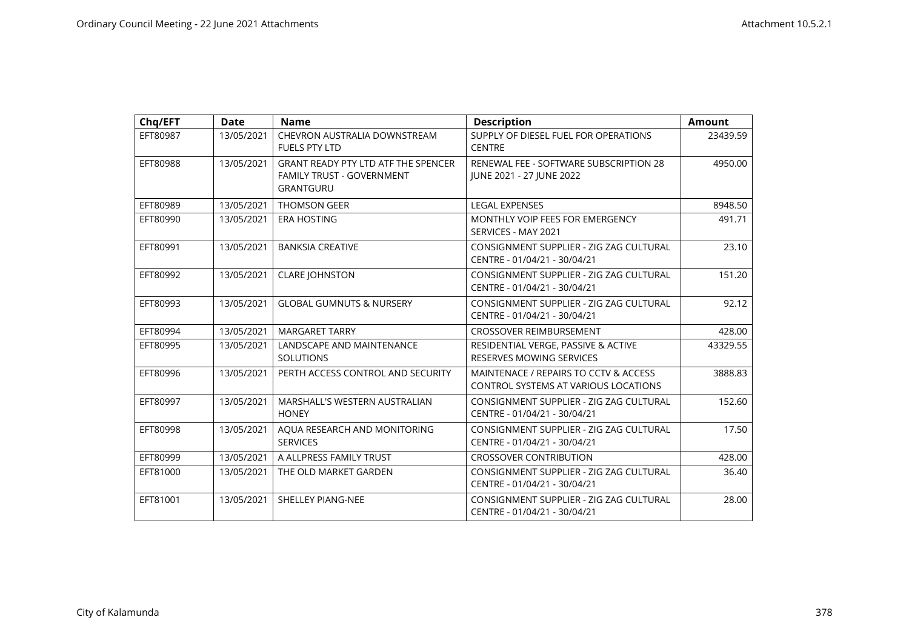| Chq/EFT | Date | Name | Description | Amount |
|---|---|---|---|---|
| EFT80987 | 13/05/2021 | CHEVRON AUSTRALIA DOWNSTREAM FUELS PTY LTD | SUPPLY OF DIESEL FUEL FOR OPERATIONS CENTRE | 23439.59 |
| EFT80988 | 13/05/2021 | GRANT READY PTY LTD ATF THE SPENCER FAMILY TRUST - GOVERNMENT GRANTGURU | RENEWAL FEE - SOFTWARE SUBSCRIPTION 28 JUNE 2021 - 27 JUNE 2022 | 4950.00 |
| EFT80989 | 13/05/2021 | THOMSON GEER | LEGAL EXPENSES | 8948.50 |
| EFT80990 | 13/05/2021 | ERA HOSTING | MONTHLY VOIP FEES FOR EMERGENCY SERVICES - MAY 2021 | 491.71 |
| EFT80991 | 13/05/2021 | BANKSIA CREATIVE | CONSIGNMENT SUPPLIER - ZIG ZAG CULTURAL CENTRE - 01/04/21 - 30/04/21 | 23.10 |
| EFT80992 | 13/05/2021 | CLARE JOHNSTON | CONSIGNMENT SUPPLIER - ZIG ZAG CULTURAL CENTRE - 01/04/21 - 30/04/21 | 151.20 |
| EFT80993 | 13/05/2021 | GLOBAL GUMNUTS & NURSERY | CONSIGNMENT SUPPLIER - ZIG ZAG CULTURAL CENTRE - 01/04/21 - 30/04/21 | 92.12 |
| EFT80994 | 13/05/2021 | MARGARET TARRY | CROSSOVER REIMBURSEMENT | 428.00 |
| EFT80995 | 13/05/2021 | LANDSCAPE AND MAINTENANCE SOLUTIONS | RESIDENTIAL VERGE, PASSIVE & ACTIVE RESERVES MOWING SERVICES | 43329.55 |
| EFT80996 | 13/05/2021 | PERTH ACCESS CONTROL AND SECURITY | MAINTENACE / REPAIRS TO CCTV & ACCESS CONTROL SYSTEMS AT VARIOUS LOCATIONS | 3888.83 |
| EFT80997 | 13/05/2021 | MARSHALL'S WESTERN AUSTRALIAN HONEY | CONSIGNMENT SUPPLIER - ZIG ZAG CULTURAL CENTRE - 01/04/21 - 30/04/21 | 152.60 |
| EFT80998 | 13/05/2021 | AQUA RESEARCH AND MONITORING SERVICES | CONSIGNMENT SUPPLIER - ZIG ZAG CULTURAL CENTRE - 01/04/21 - 30/04/21 | 17.50 |
| EFT80999 | 13/05/2021 | A ALLPRESS FAMILY TRUST | CROSSOVER CONTRIBUTION | 428.00 |
| EFT81000 | 13/05/2021 | THE OLD MARKET GARDEN | CONSIGNMENT SUPPLIER - ZIG ZAG CULTURAL CENTRE - 01/04/21 - 30/04/21 | 36.40 |
| EFT81001 | 13/05/2021 | SHELLEY PIANG-NEE | CONSIGNMENT SUPPLIER - ZIG ZAG CULTURAL CENTRE - 01/04/21 - 30/04/21 | 28.00 |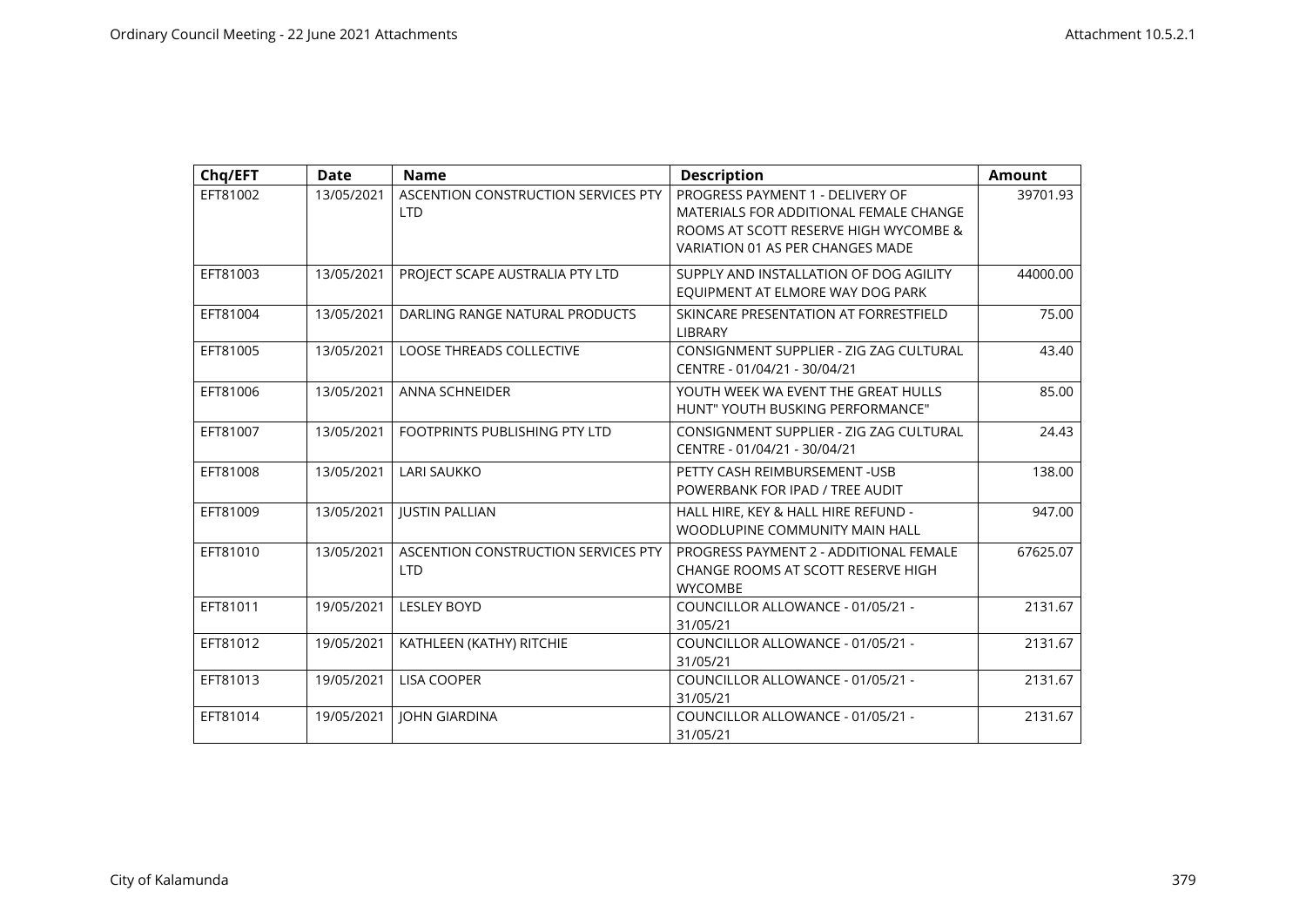| Chq/EFT | Date | Name | Description | Amount |
|---|---|---|---|---|
| EFT81002 | 13/05/2021 | ASCENTION CONSTRUCTION SERVICES PTY LTD | PROGRESS PAYMENT 1 - DELIVERY OF MATERIALS FOR ADDITIONAL FEMALE CHANGE ROOMS AT SCOTT RESERVE HIGH WYCOMBE & VARIATION 01 AS PER CHANGES MADE | 39701.93 |
| EFT81003 | 13/05/2021 | PROJECT SCAPE AUSTRALIA PTY LTD | SUPPLY AND INSTALLATION OF DOG AGILITY EQUIPMENT AT ELMORE WAY DOG PARK | 44000.00 |
| EFT81004 | 13/05/2021 | DARLING RANGE NATURAL PRODUCTS | SKINCARE PRESENTATION AT FORRESTFIELD LIBRARY | 75.00 |
| EFT81005 | 13/05/2021 | LOOSE THREADS COLLECTIVE | CONSIGNMENT SUPPLIER - ZIG ZAG CULTURAL CENTRE - 01/04/21 - 30/04/21 | 43.40 |
| EFT81006 | 13/05/2021 | ANNA SCHNEIDER | YOUTH WEEK WA EVENT THE GREAT HULLS HUNT" YOUTH BUSKING PERFORMANCE" | 85.00 |
| EFT81007 | 13/05/2021 | FOOTPRINTS PUBLISHING PTY LTD | CONSIGNMENT SUPPLIER - ZIG ZAG CULTURAL CENTRE - 01/04/21 - 30/04/21 | 24.43 |
| EFT81008 | 13/05/2021 | LARI SAUKKO | PETTY CASH REIMBURSEMENT -USB POWERBANK FOR IPAD / TREE AUDIT | 138.00 |
| EFT81009 | 13/05/2021 | JUSTIN PALLIAN | HALL HIRE, KEY & HALL HIRE REFUND - WOODLUPINE COMMUNITY MAIN HALL | 947.00 |
| EFT81010 | 13/05/2021 | ASCENTION CONSTRUCTION SERVICES PTY LTD | PROGRESS PAYMENT 2 - ADDITIONAL FEMALE CHANGE ROOMS AT SCOTT RESERVE HIGH WYCOMBE | 67625.07 |
| EFT81011 | 19/05/2021 | LESLEY BOYD | COUNCILLOR ALLOWANCE - 01/05/21 - 31/05/21 | 2131.67 |
| EFT81012 | 19/05/2021 | KATHLEEN (KATHY) RITCHIE | COUNCILLOR ALLOWANCE - 01/05/21 - 31/05/21 | 2131.67 |
| EFT81013 | 19/05/2021 | LISA COOPER | COUNCILLOR ALLOWANCE - 01/05/21 - 31/05/21 | 2131.67 |
| EFT81014 | 19/05/2021 | JOHN GIARDINA | COUNCILLOR ALLOWANCE - 01/05/21 - 31/05/21 | 2131.67 |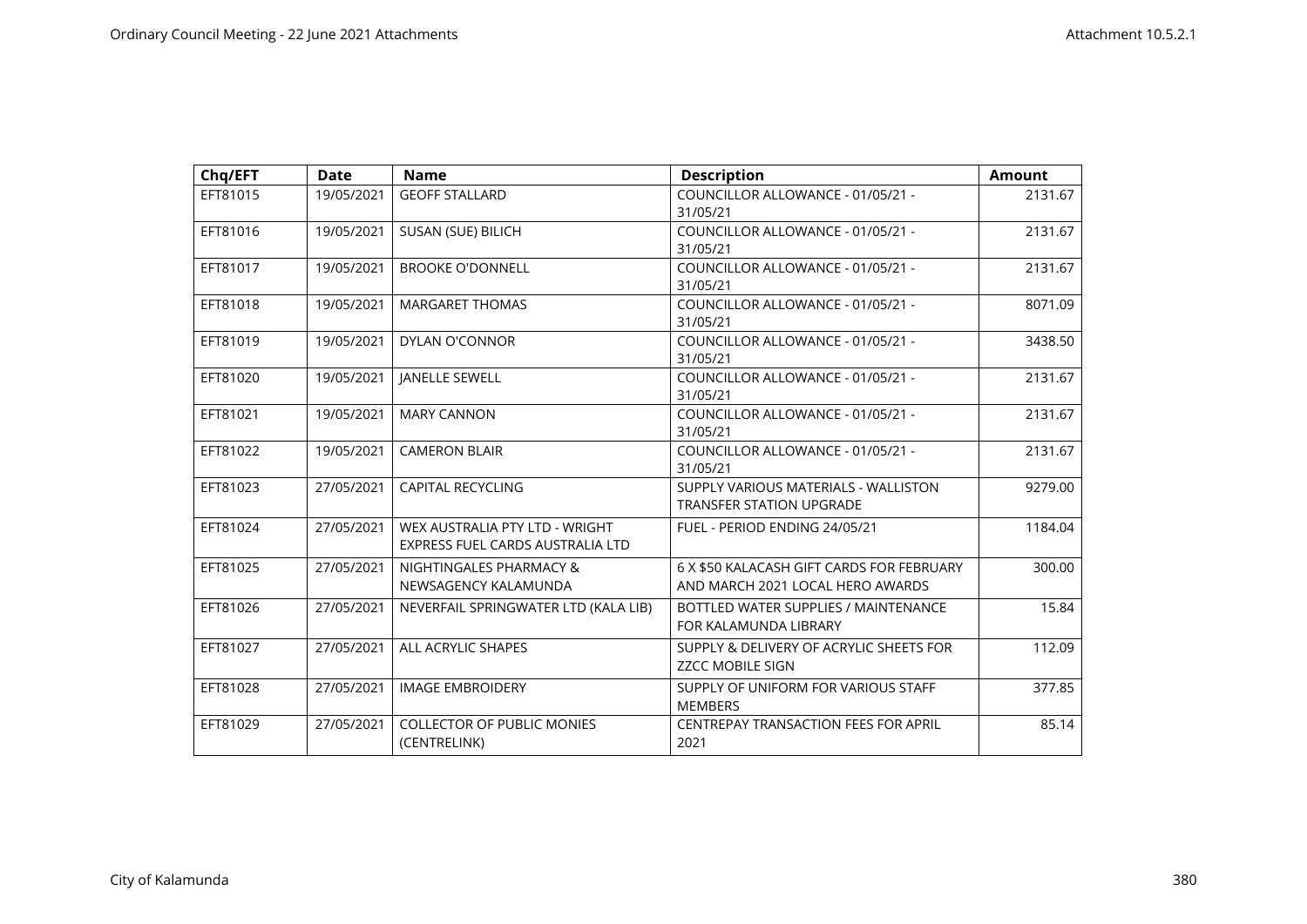| Chq/EFT | Date | Name | Description | Amount |
|---|---|---|---|---|
| EFT81015 | 19/05/2021 | GEOFF STALLARD | COUNCILLOR ALLOWANCE - 01/05/21 - 31/05/21 | 2131.67 |
| EFT81016 | 19/05/2021 | SUSAN (SUE) BILICH | COUNCILLOR ALLOWANCE - 01/05/21 - 31/05/21 | 2131.67 |
| EFT81017 | 19/05/2021 | BROOKE O'DONNELL | COUNCILLOR ALLOWANCE - 01/05/21 - 31/05/21 | 2131.67 |
| EFT81018 | 19/05/2021 | MARGARET THOMAS | COUNCILLOR ALLOWANCE - 01/05/21 - 31/05/21 | 8071.09 |
| EFT81019 | 19/05/2021 | DYLAN O'CONNOR | COUNCILLOR ALLOWANCE - 01/05/21 - 31/05/21 | 3438.50 |
| EFT81020 | 19/05/2021 | JANELLE SEWELL | COUNCILLOR ALLOWANCE - 01/05/21 - 31/05/21 | 2131.67 |
| EFT81021 | 19/05/2021 | MARY CANNON | COUNCILLOR ALLOWANCE - 01/05/21 - 31/05/21 | 2131.67 |
| EFT81022 | 19/05/2021 | CAMERON BLAIR | COUNCILLOR ALLOWANCE - 01/05/21 - 31/05/21 | 2131.67 |
| EFT81023 | 27/05/2021 | CAPITAL RECYCLING | SUPPLY VARIOUS MATERIALS - WALLISTON TRANSFER STATION UPGRADE | 9279.00 |
| EFT81024 | 27/05/2021 | WEX AUSTRALIA PTY LTD - WRIGHT EXPRESS FUEL CARDS AUSTRALIA LTD | FUEL - PERIOD ENDING 24/05/21 | 1184.04 |
| EFT81025 | 27/05/2021 | NIGHTINGALES PHARMACY & NEWSAGENCY KALAMUNDA | 6 X $50 KALACASH GIFT CARDS FOR FEBRUARY AND MARCH 2021 LOCAL HERO AWARDS | 300.00 |
| EFT81026 | 27/05/2021 | NEVERFAIL SPRINGWATER LTD (KALA LIB) | BOTTLED WATER SUPPLIES / MAINTENANCE FOR KALAMUNDA LIBRARY | 15.84 |
| EFT81027 | 27/05/2021 | ALL ACRYLIC SHAPES | SUPPLY & DELIVERY OF ACRYLIC SHEETS FOR ZZCC MOBILE SIGN | 112.09 |
| EFT81028 | 27/05/2021 | IMAGE EMBROIDERY | SUPPLY OF UNIFORM FOR VARIOUS STAFF MEMBERS | 377.85 |
| EFT81029 | 27/05/2021 | COLLECTOR OF PUBLIC MONIES (CENTRELINK) | CENTREPAY TRANSACTION FEES FOR APRIL 2021 | 85.14 |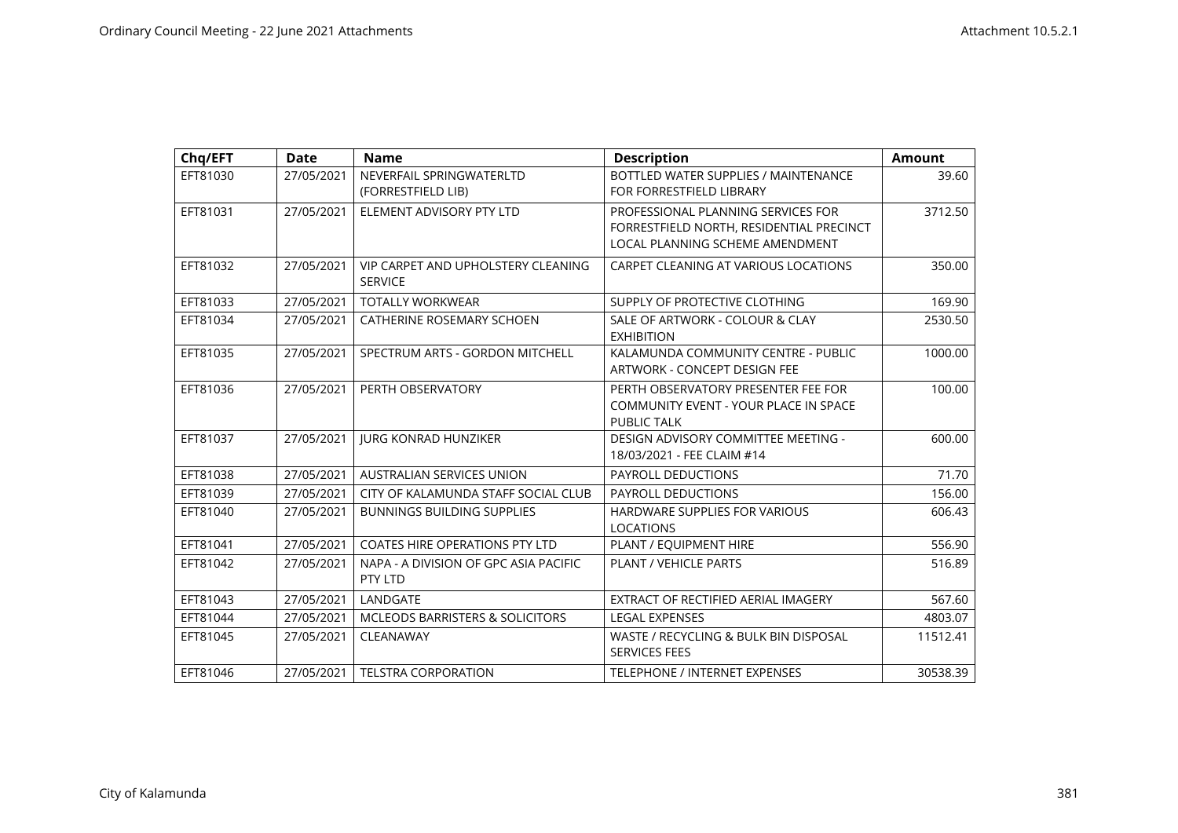| Chq/EFT | Date | Name | Description | Amount |
|---|---|---|---|---|
| EFT81030 | 27/05/2021 | NEVERFAIL SPRINGWATERLTD (FORRESTFIELD LIB) | BOTTLED WATER SUPPLIES / MAINTENANCE FOR FORRESTFIELD LIBRARY | 39.60 |
| EFT81031 | 27/05/2021 | ELEMENT ADVISORY PTY LTD | PROFESSIONAL PLANNING SERVICES FOR FORRESTFIELD NORTH, RESIDENTIAL PRECINCT LOCAL PLANNING SCHEME AMENDMENT | 3712.50 |
| EFT81032 | 27/05/2021 | VIP CARPET AND UPHOLSTERY CLEANING SERVICE | CARPET CLEANING AT VARIOUS LOCATIONS | 350.00 |
| EFT81033 | 27/05/2021 | TOTALLY WORKWEAR | SUPPLY OF PROTECTIVE CLOTHING | 169.90 |
| EFT81034 | 27/05/2021 | CATHERINE ROSEMARY SCHOEN | SALE OF ARTWORK - COLOUR & CLAY EXHIBITION | 2530.50 |
| EFT81035 | 27/05/2021 | SPECTRUM ARTS - GORDON MITCHELL | KALAMUNDA COMMUNITY CENTRE - PUBLIC ARTWORK - CONCEPT DESIGN FEE | 1000.00 |
| EFT81036 | 27/05/2021 | PERTH OBSERVATORY | PERTH OBSERVATORY PRESENTER FEE FOR COMMUNITY EVENT - YOUR PLACE IN SPACE PUBLIC TALK | 100.00 |
| EFT81037 | 27/05/2021 | JURG KONRAD HUNZIKER | DESIGN ADVISORY COMMITTEE MEETING - 18/03/2021 - FEE CLAIM #14 | 600.00 |
| EFT81038 | 27/05/2021 | AUSTRALIAN SERVICES UNION | PAYROLL DEDUCTIONS | 71.70 |
| EFT81039 | 27/05/2021 | CITY OF KALAMUNDA STAFF SOCIAL CLUB | PAYROLL DEDUCTIONS | 156.00 |
| EFT81040 | 27/05/2021 | BUNNINGS BUILDING SUPPLIES | HARDWARE SUPPLIES FOR VARIOUS LOCATIONS | 606.43 |
| EFT81041 | 27/05/2021 | COATES HIRE OPERATIONS PTY LTD | PLANT / EQUIPMENT HIRE | 556.90 |
| EFT81042 | 27/05/2021 | NAPA - A DIVISION OF GPC ASIA PACIFIC PTY LTD | PLANT / VEHICLE PARTS | 516.89 |
| EFT81043 | 27/05/2021 | LANDGATE | EXTRACT OF RECTIFIED AERIAL IMAGERY | 567.60 |
| EFT81044 | 27/05/2021 | MCLEODS BARRISTERS & SOLICITORS | LEGAL EXPENSES | 4803.07 |
| EFT81045 | 27/05/2021 | CLEANAWAY | WASTE / RECYCLING & BULK BIN DISPOSAL SERVICES FEES | 11512.41 |
| EFT81046 | 27/05/2021 | TELSTRA CORPORATION | TELEPHONE / INTERNET EXPENSES | 30538.39 |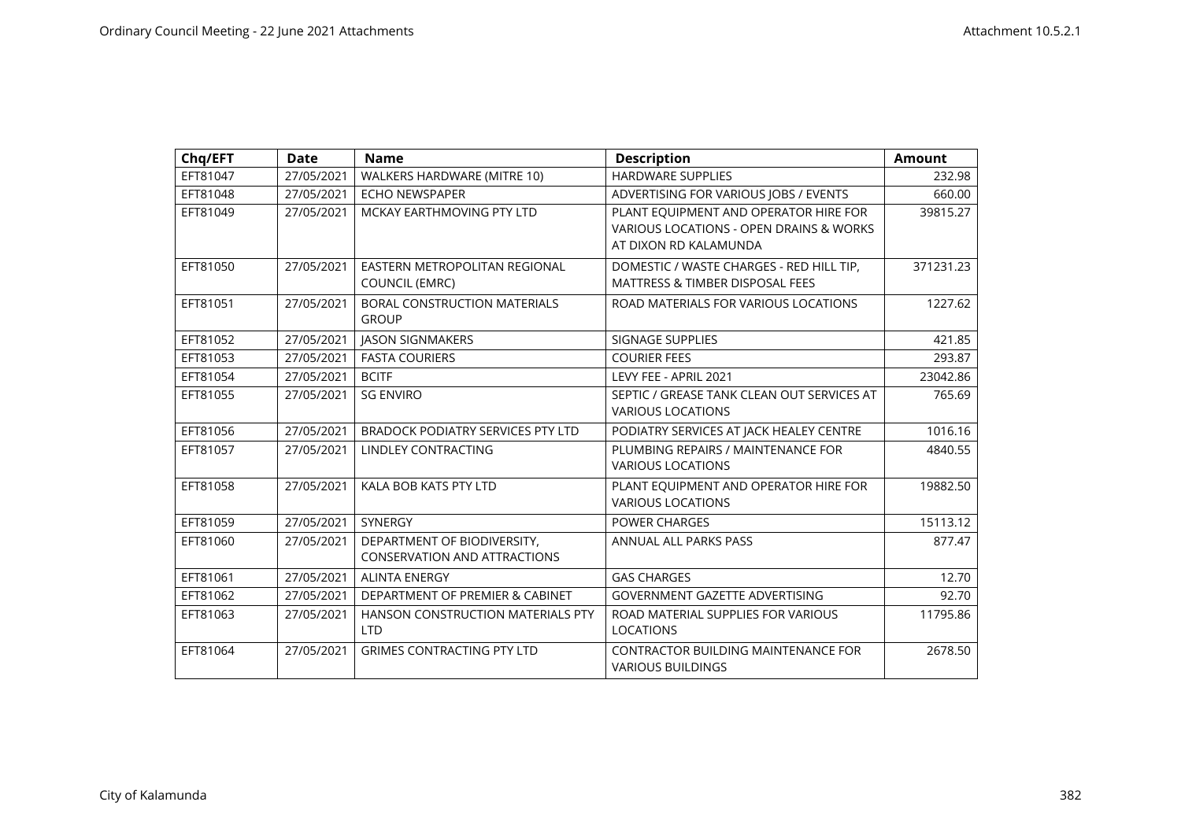| Chq/EFT | Date | Name | Description | Amount |
|---|---|---|---|---|
| EFT81047 | 27/05/2021 | WALKERS HARDWARE (MITRE 10) | HARDWARE SUPPLIES | 232.98 |
| EFT81048 | 27/05/2021 | ECHO NEWSPAPER | ADVERTISING FOR VARIOUS JOBS / EVENTS | 660.00 |
| EFT81049 | 27/05/2021 | MCKAY EARTHMOVING PTY LTD | PLANT EQUIPMENT AND OPERATOR HIRE FOR VARIOUS LOCATIONS - OPEN DRAINS & WORKS AT DIXON RD KALAMUNDA | 39815.27 |
| EFT81050 | 27/05/2021 | EASTERN METROPOLITAN REGIONAL COUNCIL (EMRC) | DOMESTIC / WASTE CHARGES - RED HILL TIP, MATTRESS & TIMBER DISPOSAL FEES | 371231.23 |
| EFT81051 | 27/05/2021 | BORAL CONSTRUCTION MATERIALS GROUP | ROAD MATERIALS FOR VARIOUS LOCATIONS | 1227.62 |
| EFT81052 | 27/05/2021 | JASON SIGNMAKERS | SIGNAGE SUPPLIES | 421.85 |
| EFT81053 | 27/05/2021 | FASTA COURIERS | COURIER FEES | 293.87 |
| EFT81054 | 27/05/2021 | BCITF | LEVY FEE - APRIL 2021 | 23042.86 |
| EFT81055 | 27/05/2021 | SG ENVIRO | SEPTIC / GREASE TANK CLEAN OUT SERVICES AT VARIOUS LOCATIONS | 765.69 |
| EFT81056 | 27/05/2021 | BRADOCK PODIATRY SERVICES PTY LTD | PODIATRY SERVICES AT JACK HEALEY CENTRE | 1016.16 |
| EFT81057 | 27/05/2021 | LINDLEY CONTRACTING | PLUMBING REPAIRS / MAINTENANCE FOR VARIOUS LOCATIONS | 4840.55 |
| EFT81058 | 27/05/2021 | KALA BOB KATS PTY LTD | PLANT EQUIPMENT AND OPERATOR HIRE FOR VARIOUS LOCATIONS | 19882.50 |
| EFT81059 | 27/05/2021 | SYNERGY | POWER CHARGES | 15113.12 |
| EFT81060 | 27/05/2021 | DEPARTMENT OF BIODIVERSITY, CONSERVATION AND ATTRACTIONS | ANNUAL ALL PARKS PASS | 877.47 |
| EFT81061 | 27/05/2021 | ALINTA ENERGY | GAS CHARGES | 12.70 |
| EFT81062 | 27/05/2021 | DEPARTMENT OF PREMIER & CABINET | GOVERNMENT GAZETTE ADVERTISING | 92.70 |
| EFT81063 | 27/05/2021 | HANSON CONSTRUCTION MATERIALS PTY LTD | ROAD MATERIAL SUPPLIES FOR VARIOUS LOCATIONS | 11795.86 |
| EFT81064 | 27/05/2021 | GRIMES CONTRACTING PTY LTD | CONTRACTOR BUILDING MAINTENANCE FOR VARIOUS BUILDINGS | 2678.50 |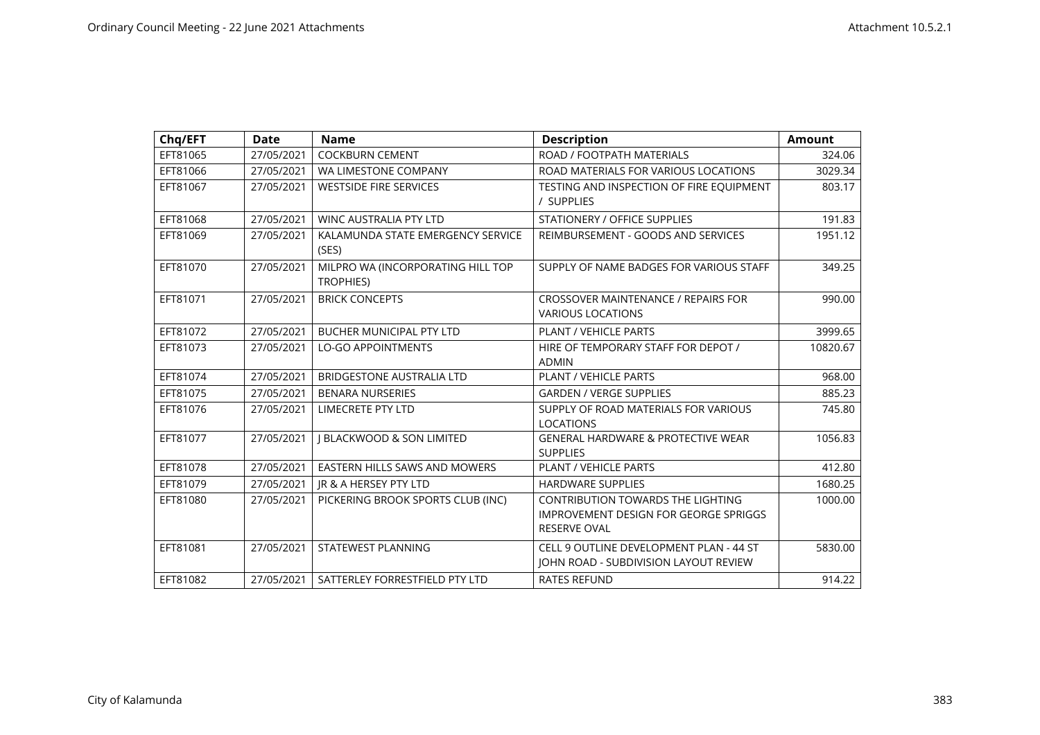| Chq/EFT | Date | Name | Description | Amount |
|---|---|---|---|---|
| EFT81065 | 27/05/2021 | COCKBURN CEMENT | ROAD / FOOTPATH MATERIALS | 324.06 |
| EFT81066 | 27/05/2021 | WA LIMESTONE COMPANY | ROAD MATERIALS FOR VARIOUS LOCATIONS | 3029.34 |
| EFT81067 | 27/05/2021 | WESTSIDE FIRE SERVICES | TESTING AND INSPECTION OF FIRE EQUIPMENT / SUPPLIES | 803.17 |
| EFT81068 | 27/05/2021 | WINC AUSTRALIA PTY LTD | STATIONERY / OFFICE SUPPLIES | 191.83 |
| EFT81069 | 27/05/2021 | KALAMUNDA STATE EMERGENCY SERVICE (SES) | REIMBURSEMENT - GOODS AND SERVICES | 1951.12 |
| EFT81070 | 27/05/2021 | MILPRO WA (INCORPORATING HILL TOP TROPHIES) | SUPPLY OF NAME BADGES FOR VARIOUS STAFF | 349.25 |
| EFT81071 | 27/05/2021 | BRICK CONCEPTS | CROSSOVER MAINTENANCE / REPAIRS FOR VARIOUS LOCATIONS | 990.00 |
| EFT81072 | 27/05/2021 | BUCHER MUNICIPAL PTY LTD | PLANT / VEHICLE PARTS | 3999.65 |
| EFT81073 | 27/05/2021 | LO-GO APPOINTMENTS | HIRE OF TEMPORARY STAFF FOR DEPOT / ADMIN | 10820.67 |
| EFT81074 | 27/05/2021 | BRIDGESTONE AUSTRALIA LTD | PLANT / VEHICLE PARTS | 968.00 |
| EFT81075 | 27/05/2021 | BENARA NURSERIES | GARDEN / VERGE SUPPLIES | 885.23 |
| EFT81076 | 27/05/2021 | LIMECRETE PTY LTD | SUPPLY OF ROAD MATERIALS FOR VARIOUS LOCATIONS | 745.80 |
| EFT81077 | 27/05/2021 | J BLACKWOOD & SON LIMITED | GENERAL HARDWARE & PROTECTIVE WEAR SUPPLIES | 1056.83 |
| EFT81078 | 27/05/2021 | EASTERN HILLS SAWS AND MOWERS | PLANT / VEHICLE PARTS | 412.80 |
| EFT81079 | 27/05/2021 | JR & A HERSEY PTY LTD | HARDWARE SUPPLIES | 1680.25 |
| EFT81080 | 27/05/2021 | PICKERING BROOK SPORTS CLUB (INC) | CONTRIBUTION TOWARDS THE LIGHTING IMPROVEMENT DESIGN FOR GEORGE SPRIGGS RESERVE OVAL | 1000.00 |
| EFT81081 | 27/05/2021 | STATEWEST PLANNING | CELL 9 OUTLINE DEVELOPMENT PLAN - 44 ST JOHN ROAD - SUBDIVISION LAYOUT REVIEW | 5830.00 |
| EFT81082 | 27/05/2021 | SATTERLEY FORRESTFIELD PTY LTD | RATES REFUND | 914.22 |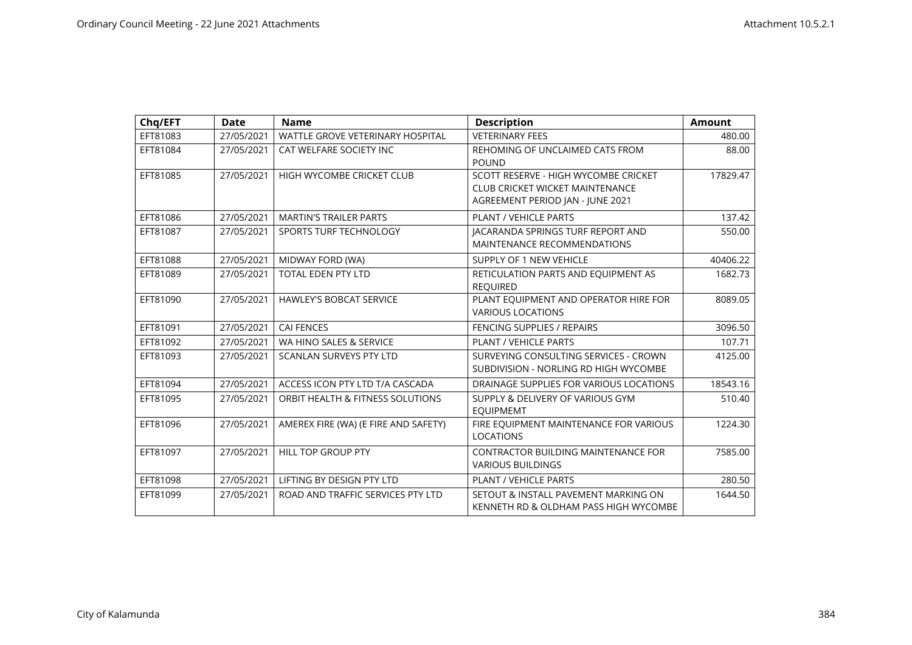| Chq/EFT | Date | Name | Description | Amount |
|---|---|---|---|---|
| EFT81083 | 27/05/2021 | WATTLE GROVE VETERINARY HOSPITAL | VETERINARY FEES | 480.00 |
| EFT81084 | 27/05/2021 | CAT WELFARE SOCIETY INC | REHOMING OF UNCLAIMED CATS FROM POUND | 88.00 |
| EFT81085 | 27/05/2021 | HIGH WYCOMBE CRICKET CLUB | SCOTT RESERVE - HIGH WYCOMBE CRICKET CLUB CRICKET WICKET MAINTENANCE AGREEMENT PERIOD JAN - JUNE 2021 | 17829.47 |
| EFT81086 | 27/05/2021 | MARTIN'S TRAILER PARTS | PLANT / VEHICLE PARTS | 137.42 |
| EFT81087 | 27/05/2021 | SPORTS TURF TECHNOLOGY | JACARANDA SPRINGS TURF REPORT AND MAINTENANCE RECOMMENDATIONS | 550.00 |
| EFT81088 | 27/05/2021 | MIDWAY FORD (WA) | SUPPLY OF 1 NEW VEHICLE | 40406.22 |
| EFT81089 | 27/05/2021 | TOTAL EDEN PTY LTD | RETICULATION PARTS AND EQUIPMENT AS REQUIRED | 1682.73 |
| EFT81090 | 27/05/2021 | HAWLEY'S BOBCAT SERVICE | PLANT EQUIPMENT AND OPERATOR HIRE FOR VARIOUS LOCATIONS | 8089.05 |
| EFT81091 | 27/05/2021 | CAI FENCES | FENCING SUPPLIES / REPAIRS | 3096.50 |
| EFT81092 | 27/05/2021 | WA HINO SALES & SERVICE | PLANT / VEHICLE PARTS | 107.71 |
| EFT81093 | 27/05/2021 | SCANLAN SURVEYS PTY LTD | SURVEYING CONSULTING SERVICES - CROWN SUBDIVISION - NORLING RD HIGH WYCOMBE | 4125.00 |
| EFT81094 | 27/05/2021 | ACCESS ICON PTY LTD T/A CASCADA | DRAINAGE SUPPLIES FOR VARIOUS LOCATIONS | 18543.16 |
| EFT81095 | 27/05/2021 | ORBIT HEALTH & FITNESS SOLUTIONS | SUPPLY & DELIVERY OF VARIOUS GYM EQUIPMEMT | 510.40 |
| EFT81096 | 27/05/2021 | AMEREX FIRE (WA) (E FIRE AND SAFETY) | FIRE EQUIPMENT MAINTENANCE FOR VARIOUS LOCATIONS | 1224.30 |
| EFT81097 | 27/05/2021 | HILL TOP GROUP PTY | CONTRACTOR BUILDING MAINTENANCE FOR VARIOUS BUILDINGS | 7585.00 |
| EFT81098 | 27/05/2021 | LIFTING BY DESIGN PTY LTD | PLANT / VEHICLE PARTS | 280.50 |
| EFT81099 | 27/05/2021 | ROAD AND TRAFFIC SERVICES PTY LTD | SETOUT & INSTALL PAVEMENT MARKING ON KENNETH RD & OLDHAM PASS HIGH WYCOMBE | 1644.50 |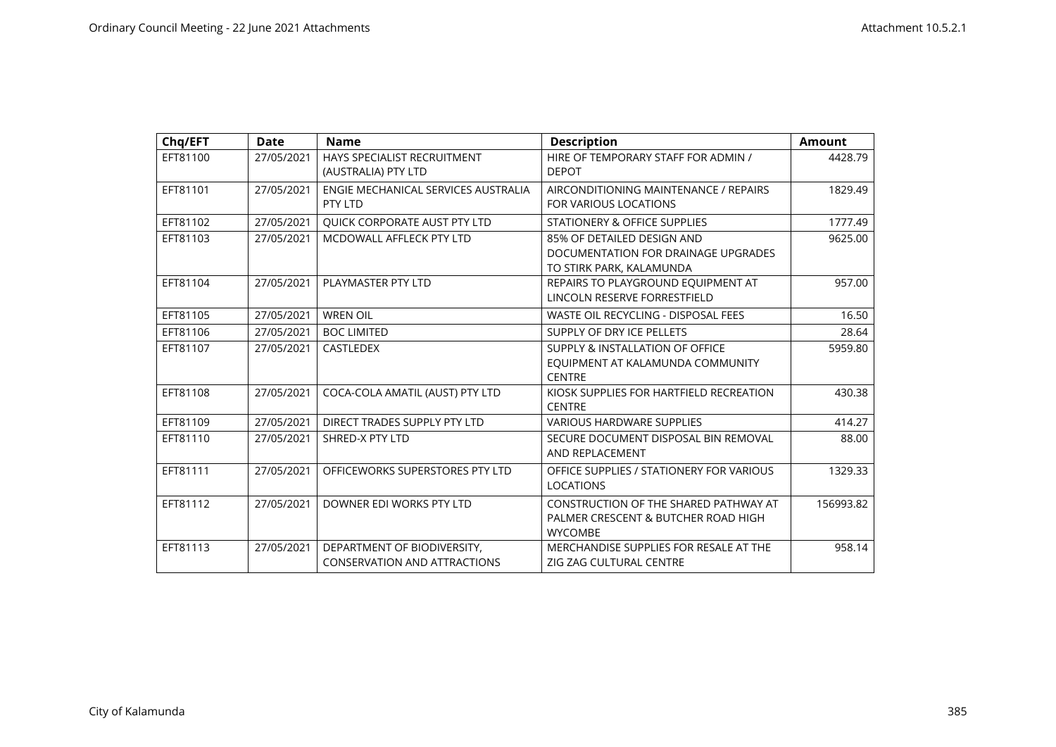| Chq/EFT | Date | Name | Description | Amount |
|---|---|---|---|---|
| EFT81100 | 27/05/2021 | HAYS SPECIALIST RECRUITMENT (AUSTRALIA) PTY LTD | HIRE OF TEMPORARY STAFF FOR ADMIN / DEPOT | 4428.79 |
| EFT81101 | 27/05/2021 | ENGIE MECHANICAL SERVICES AUSTRALIA PTY LTD | AIRCONDITIONING MAINTENANCE / REPAIRS FOR VARIOUS LOCATIONS | 1829.49 |
| EFT81102 | 27/05/2021 | QUICK CORPORATE AUST PTY LTD | STATIONERY & OFFICE SUPPLIES | 1777.49 |
| EFT81103 | 27/05/2021 | MCDOWALL AFFLECK PTY LTD | 85% OF DETAILED DESIGN AND DOCUMENTATION FOR DRAINAGE UPGRADES TO STIRK PARK, KALAMUNDA | 9625.00 |
| EFT81104 | 27/05/2021 | PLAYMASTER PTY LTD | REPAIRS TO PLAYGROUND EQUIPMENT AT LINCOLN RESERVE FORRESTFIELD | 957.00 |
| EFT81105 | 27/05/2021 | WREN OIL | WASTE OIL RECYCLING - DISPOSAL FEES | 16.50 |
| EFT81106 | 27/05/2021 | BOC LIMITED | SUPPLY OF DRY ICE PELLETS | 28.64 |
| EFT81107 | 27/05/2021 | CASTLEDEX | SUPPLY & INSTALLATION OF OFFICE EQUIPMENT AT KALAMUNDA COMMUNITY CENTRE | 5959.80 |
| EFT81108 | 27/05/2021 | COCA-COLA AMATIL (AUST) PTY LTD | KIOSK SUPPLIES FOR HARTFIELD RECREATION CENTRE | 430.38 |
| EFT81109 | 27/05/2021 | DIRECT TRADES SUPPLY PTY LTD | VARIOUS HARDWARE SUPPLIES | 414.27 |
| EFT81110 | 27/05/2021 | SHRED-X PTY LTD | SECURE DOCUMENT DISPOSAL BIN REMOVAL AND REPLACEMENT | 88.00 |
| EFT81111 | 27/05/2021 | OFFICEWORKS SUPERSTORES PTY LTD | OFFICE SUPPLIES / STATIONERY FOR VARIOUS LOCATIONS | 1329.33 |
| EFT81112 | 27/05/2021 | DOWNER EDI WORKS PTY LTD | CONSTRUCTION OF THE SHARED PATHWAY AT PALMER CRESCENT & BUTCHER ROAD HIGH WYCOMBE | 156993.82 |
| EFT81113 | 27/05/2021 | DEPARTMENT OF BIODIVERSITY, CONSERVATION AND ATTRACTIONS | MERCHANDISE SUPPLIES FOR RESALE AT THE ZIG ZAG CULTURAL CENTRE | 958.14 |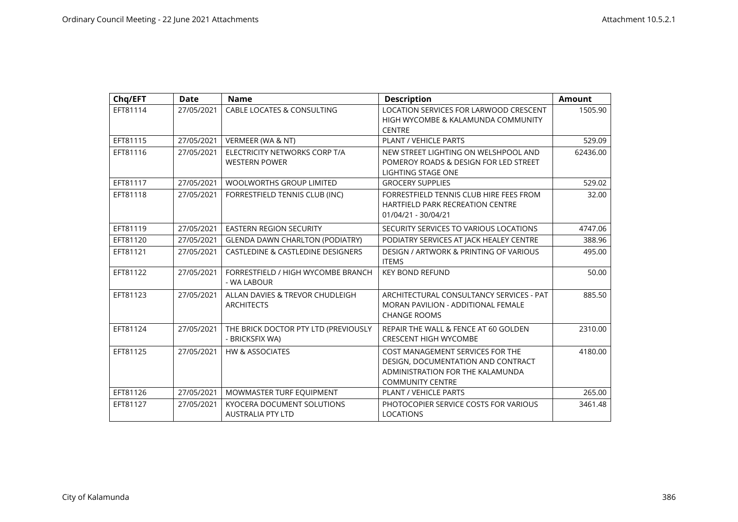| Chq/EFT | Date | Name | Description | Amount |
|---|---|---|---|---|
| EFT81114 | 27/05/2021 | CABLE LOCATES & CONSULTING | LOCATION SERVICES FOR LARWOOD CRESCENT HIGH WYCOMBE & KALAMUNDA COMMUNITY CENTRE | 1505.90 |
| EFT81115 | 27/05/2021 | VERMEER (WA & NT) | PLANT / VEHICLE PARTS | 529.09 |
| EFT81116 | 27/05/2021 | ELECTRICITY NETWORKS CORP T/A WESTERN POWER | NEW STREET LIGHTING ON WELSHPOOL AND POMEROY ROADS & DESIGN FOR LED STREET LIGHTING STAGE ONE | 62436.00 |
| EFT81117 | 27/05/2021 | WOOLWORTHS GROUP LIMITED | GROCERY SUPPLIES | 529.02 |
| EFT81118 | 27/05/2021 | FORRESTFIELD TENNIS CLUB (INC) | FORRESTFIELD TENNIS CLUB HIRE FEES FROM HARTFIELD PARK RECREATION CENTRE 01/04/21 - 30/04/21 | 32.00 |
| EFT81119 | 27/05/2021 | EASTERN REGION SECURITY | SECURITY SERVICES TO VARIOUS LOCATIONS | 4747.06 |
| EFT81120 | 27/05/2021 | GLENDA DAWN CHARLTON (PODIATRY) | PODIATRY SERVICES AT JACK HEALEY CENTRE | 388.96 |
| EFT81121 | 27/05/2021 | CASTLEDINE & CASTLEDINE DESIGNERS | DESIGN / ARTWORK & PRINTING OF VARIOUS ITEMS | 495.00 |
| EFT81122 | 27/05/2021 | FORRESTFIELD / HIGH WYCOMBE BRANCH - WA LABOUR | KEY BOND REFUND | 50.00 |
| EFT81123 | 27/05/2021 | ALLAN DAVIES & TREVOR CHUDLEIGH ARCHITECTS | ARCHITECTURAL CONSULTANCY SERVICES - PAT MORAN PAVILION - ADDITIONAL FEMALE CHANGE ROOMS | 885.50 |
| EFT81124 | 27/05/2021 | THE BRICK DOCTOR PTY LTD (PREVIOUSLY - BRICKSFIX WA) | REPAIR THE WALL & FENCE AT 60 GOLDEN CRESCENT HIGH WYCOMBE | 2310.00 |
| EFT81125 | 27/05/2021 | HW & ASSOCIATES | COST MANAGEMENT SERVICES FOR THE DESIGN, DOCUMENTATION AND CONTRACT ADMINISTRATION FOR THE KALAMUNDA COMMUNITY CENTRE | 4180.00 |
| EFT81126 | 27/05/2021 | MOWMASTER TURF EQUIPMENT | PLANT / VEHICLE PARTS | 265.00 |
| EFT81127 | 27/05/2021 | KYOCERA DOCUMENT SOLUTIONS AUSTRALIA PTY LTD | PHOTOCOPIER SERVICE COSTS FOR VARIOUS LOCATIONS | 3461.48 |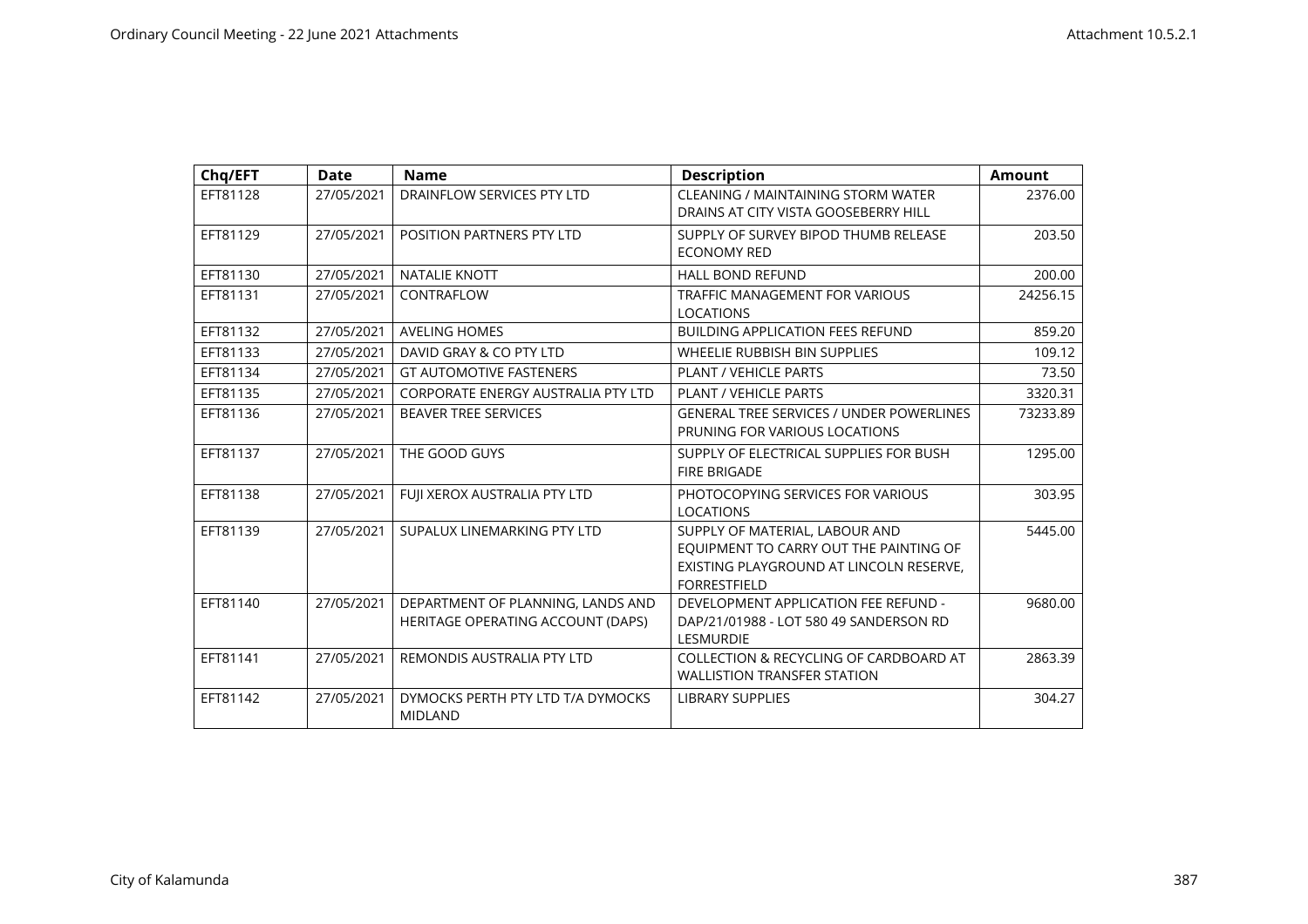| Chq/EFT | Date | Name | Description | Amount |
|---|---|---|---|---|
| EFT81128 | 27/05/2021 | DRAINFLOW SERVICES PTY LTD | CLEANING / MAINTAINING STORM WATER DRAINS AT CITY VISTA GOOSEBERRY HILL | 2376.00 |
| EFT81129 | 27/05/2021 | POSITION PARTNERS PTY LTD | SUPPLY OF SURVEY BIPOD THUMB RELEASE ECONOMY RED | 203.50 |
| EFT81130 | 27/05/2021 | NATALIE KNOTT | HALL BOND REFUND | 200.00 |
| EFT81131 | 27/05/2021 | CONTRAFLOW | TRAFFIC MANAGEMENT FOR VARIOUS LOCATIONS | 24256.15 |
| EFT81132 | 27/05/2021 | AVELING HOMES | BUILDING APPLICATION FEES REFUND | 859.20 |
| EFT81133 | 27/05/2021 | DAVID GRAY & CO PTY LTD | WHEELIE RUBBISH BIN SUPPLIES | 109.12 |
| EFT81134 | 27/05/2021 | GT AUTOMOTIVE FASTENERS | PLANT / VEHICLE PARTS | 73.50 |
| EFT81135 | 27/05/2021 | CORPORATE ENERGY AUSTRALIA PTY LTD | PLANT / VEHICLE PARTS | 3320.31 |
| EFT81136 | 27/05/2021 | BEAVER TREE SERVICES | GENERAL TREE SERVICES / UNDER POWERLINES PRUNING FOR VARIOUS LOCATIONS | 73233.89 |
| EFT81137 | 27/05/2021 | THE GOOD GUYS | SUPPLY OF ELECTRICAL SUPPLIES FOR BUSH FIRE BRIGADE | 1295.00 |
| EFT81138 | 27/05/2021 | FUJI XEROX AUSTRALIA PTY LTD | PHOTOCOPYING SERVICES FOR VARIOUS LOCATIONS | 303.95 |
| EFT81139 | 27/05/2021 | SUPALUX LINEMARKING PTY LTD | SUPPLY OF MATERIAL, LABOUR AND EQUIPMENT TO CARRY OUT THE PAINTING OF EXISTING PLAYGROUND AT LINCOLN RESERVE, FORRESTFIELD | 5445.00 |
| EFT81140 | 27/05/2021 | DEPARTMENT OF PLANNING, LANDS AND HERITAGE OPERATING ACCOUNT (DAPS) | DEVELOPMENT APPLICATION FEE REFUND - DAP/21/01988 - LOT 580 49 SANDERSON RD LESMURDIE | 9680.00 |
| EFT81141 | 27/05/2021 | REMONDIS AUSTRALIA PTY LTD | COLLECTION & RECYCLING OF CARDBOARD AT WALLISTION TRANSFER STATION | 2863.39 |
| EFT81142 | 27/05/2021 | DYMOCKS PERTH PTY LTD T/A DYMOCKS MIDLAND | LIBRARY SUPPLIES | 304.27 |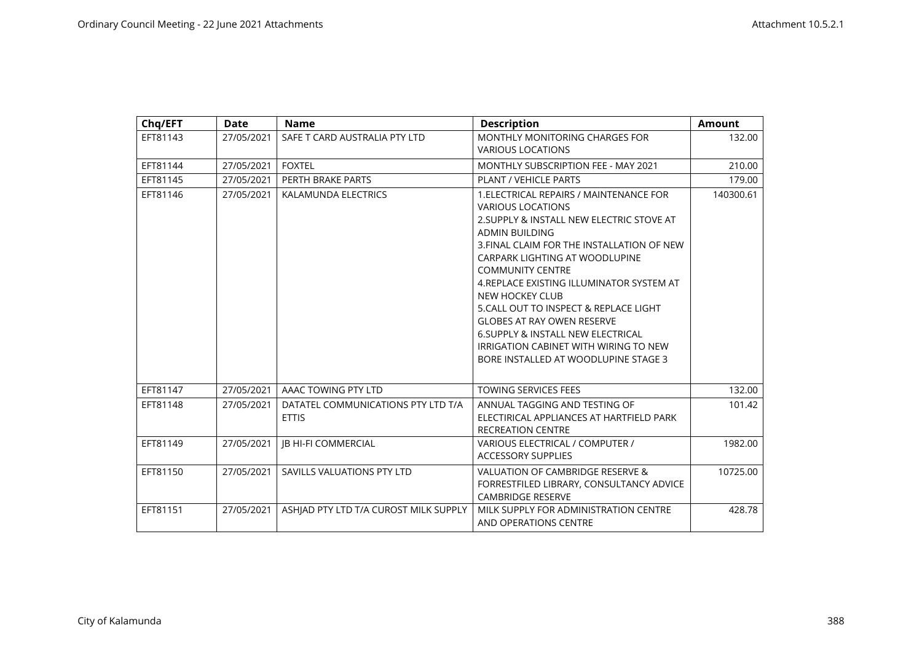| Chq/EFT | Date | Name | Description | Amount |
|---|---|---|---|---|
| EFT81143 | 27/05/2021 | SAFE T CARD AUSTRALIA PTY LTD | MONTHLY MONITORING CHARGES FOR VARIOUS LOCATIONS | 132.00 |
| EFT81144 | 27/05/2021 | FOXTEL | MONTHLY SUBSCRIPTION FEE - MAY 2021 | 210.00 |
| EFT81145 | 27/05/2021 | PERTH BRAKE PARTS | PLANT / VEHICLE PARTS | 179.00 |
| EFT81146 | 27/05/2021 | KALAMUNDA ELECTRICS | 1.ELECTRICAL REPAIRS / MAINTENANCE FOR VARIOUS LOCATIONS<br>2.SUPPLY & INSTALL NEW ELECTRIC STOVE AT ADMIN BUILDING<br>3.FINAL CLAIM FOR THE INSTALLATION OF NEW CARPARK LIGHTING AT WOODLUPINE COMMUNITY CENTRE<br>4.REPLACE EXISTING ILLUMINATOR SYSTEM AT NEW HOCKEY CLUB<br>5.CALL OUT TO INSPECT & REPLACE LIGHT GLOBES AT RAY OWEN RESERVE<br>6.SUPPLY & INSTALL NEW ELECTRICAL IRRIGATION CABINET WITH WIRING TO NEW BORE INSTALLED AT WOODLUPINE STAGE 3 | 140300.61 |
| EFT81147 | 27/05/2021 | AAAC TOWING PTY LTD | TOWING SERVICES FEES | 132.00 |
| EFT81148 | 27/05/2021 | DATATEL COMMUNICATIONS PTY LTD T/A ETTIS | ANNUAL TAGGING AND TESTING OF ELECTIRICAL APPLIANCES AT HARTFIELD PARK RECREATION CENTRE | 101.42 |
| EFT81149 | 27/05/2021 | JB HI-FI COMMERCIAL | VARIOUS ELECTRICAL / COMPUTER / ACCESSORY SUPPLIES | 1982.00 |
| EFT81150 | 27/05/2021 | SAVILLS VALUATIONS PTY LTD | VALUATION OF CAMBRIDGE RESERVE & FORRESTFILED LIBRARY, CONSULTANCY ADVICE CAMBRIDGE RESERVE | 10725.00 |
| EFT81151 | 27/05/2021 | ASHJAD PTY LTD T/A CUROST MILK SUPPLY | MILK SUPPLY FOR ADMINISTRATION CENTRE AND OPERATIONS CENTRE | 428.78 |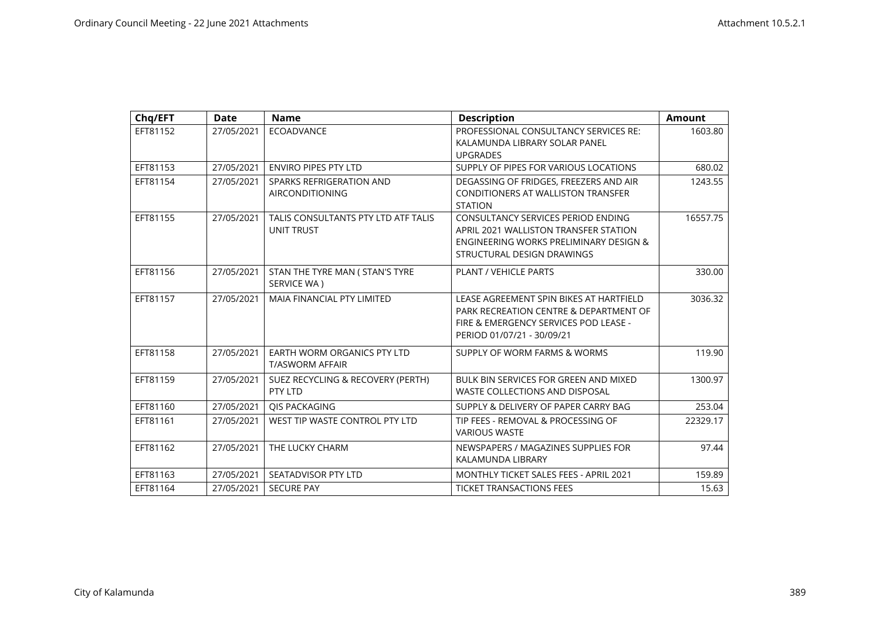| Chq/EFT | Date | Name | Description | Amount |
|---|---|---|---|---|
| EFT81152 | 27/05/2021 | ECOADVANCE | PROFESSIONAL CONSULTANCY SERVICES RE: KALAMUNDA LIBRARY SOLAR PANEL UPGRADES | 1603.80 |
| EFT81153 | 27/05/2021 | ENVIRO PIPES PTY LTD | SUPPLY OF PIPES FOR VARIOUS LOCATIONS | 680.02 |
| EFT81154 | 27/05/2021 | SPARKS REFRIGERATION AND AIRCONDITIONING | DEGASSING OF FRIDGES, FREEZERS AND AIR CONDITIONERS AT WALLISTON TRANSFER STATION | 1243.55 |
| EFT81155 | 27/05/2021 | TALIS CONSULTANTS PTY LTD ATF TALIS UNIT TRUST | CONSULTANCY SERVICES PERIOD ENDING APRIL 2021 WALLISTON TRANSFER STATION ENGINEERING WORKS PRELIMINARY DESIGN & STRUCTURAL DESIGN DRAWINGS | 16557.75 |
| EFT81156 | 27/05/2021 | STAN THE TYRE MAN ( STAN'S TYRE SERVICE WA ) | PLANT / VEHICLE PARTS | 330.00 |
| EFT81157 | 27/05/2021 | MAIA FINANCIAL PTY LIMITED | LEASE AGREEMENT SPIN BIKES AT HARTFIELD PARK RECREATION CENTRE & DEPARTMENT OF FIRE & EMERGENCY SERVICES POD LEASE - PERIOD 01/07/21 - 30/09/21 | 3036.32 |
| EFT81158 | 27/05/2021 | EARTH WORM ORGANICS PTY LTD T/ASWORM AFFAIR | SUPPLY OF WORM FARMS & WORMS | 119.90 |
| EFT81159 | 27/05/2021 | SUEZ RECYCLING & RECOVERY (PERTH) PTY LTD | BULK BIN SERVICES FOR GREEN AND MIXED WASTE COLLECTIONS AND DISPOSAL | 1300.97 |
| EFT81160 | 27/05/2021 | QIS PACKAGING | SUPPLY & DELIVERY OF PAPER CARRY BAG | 253.04 |
| EFT81161 | 27/05/2021 | WEST TIP WASTE CONTROL PTY LTD | TIP FEES - REMOVAL & PROCESSING OF VARIOUS WASTE | 22329.17 |
| EFT81162 | 27/05/2021 | THE LUCKY CHARM | NEWSPAPERS / MAGAZINES SUPPLIES FOR KALAMUNDA LIBRARY | 97.44 |
| EFT81163 | 27/05/2021 | SEATADVISOR PTY LTD | MONTHLY TICKET SALES FEES - APRIL 2021 | 159.89 |
| EFT81164 | 27/05/2021 | SECURE PAY | TICKET TRANSACTIONS FEES | 15.63 |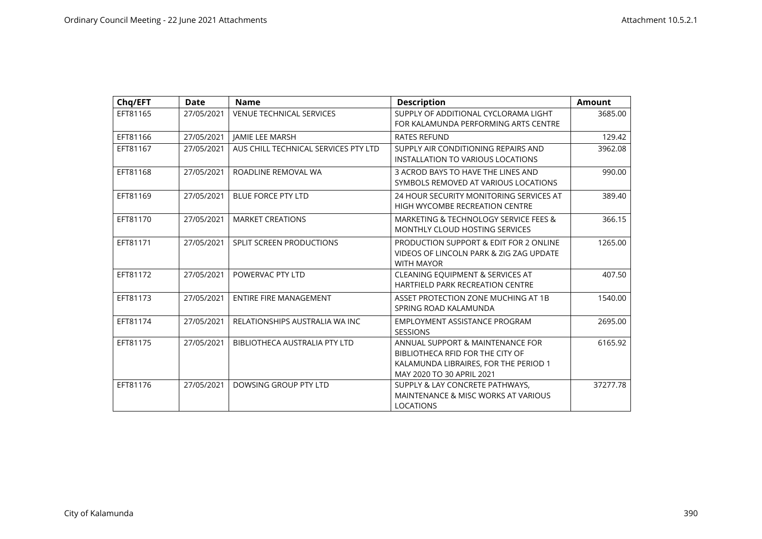| Chq/EFT | Date | Name | Description | Amount |
|---|---|---|---|---|
| EFT81165 | 27/05/2021 | VENUE TECHNICAL SERVICES | SUPPLY OF ADDITIONAL CYCLORAMA LIGHT FOR KALAMUNDA PERFORMING ARTS CENTRE | 3685.00 |
| EFT81166 | 27/05/2021 | JAMIE LEE MARSH | RATES REFUND | 129.42 |
| EFT81167 | 27/05/2021 | AUS CHILL TECHNICAL SERVICES PTY LTD | SUPPLY AIR CONDITIONING REPAIRS AND INSTALLATION TO VARIOUS LOCATIONS | 3962.08 |
| EFT81168 | 27/05/2021 | ROADLINE REMOVAL WA | 3 ACROD BAYS TO HAVE THE LINES AND SYMBOLS REMOVED AT VARIOUS LOCATIONS | 990.00 |
| EFT81169 | 27/05/2021 | BLUE FORCE PTY LTD | 24 HOUR SECURITY MONITORING SERVICES AT HIGH WYCOMBE RECREATION CENTRE | 389.40 |
| EFT81170 | 27/05/2021 | MARKET CREATIONS | MARKETING & TECHNOLOGY SERVICE FEES & MONTHLY CLOUD HOSTING SERVICES | 366.15 |
| EFT81171 | 27/05/2021 | SPLIT SCREEN PRODUCTIONS | PRODUCTION SUPPORT & EDIT FOR 2 ONLINE VIDEOS OF LINCOLN PARK & ZIG ZAG UPDATE WITH MAYOR | 1265.00 |
| EFT81172 | 27/05/2021 | POWERVAC PTY LTD | CLEANING EQUIPMENT & SERVICES AT HARTFIELD PARK RECREATION CENTRE | 407.50 |
| EFT81173 | 27/05/2021 | ENTIRE FIRE MANAGEMENT | ASSET PROTECTION ZONE MUCHING AT 1B SPRING ROAD KALAMUNDA | 1540.00 |
| EFT81174 | 27/05/2021 | RELATIONSHIPS AUSTRALIA WA INC | EMPLOYMENT ASSISTANCE PROGRAM SESSIONS | 2695.00 |
| EFT81175 | 27/05/2021 | BIBLIOTHECA AUSTRALIA PTY LTD | ANNUAL SUPPORT & MAINTENANCE FOR BIBLIOTHECA RFID FOR THE CITY OF KALAMUNDA LIBRAIRES, FOR THE PERIOD 1 MAY 2020 TO 30 APRIL 2021 | 6165.92 |
| EFT81176 | 27/05/2021 | DOWSING GROUP PTY LTD | SUPPLY & LAY CONCRETE PATHWAYS, MAINTENANCE & MISC WORKS AT VARIOUS LOCATIONS | 37277.78 |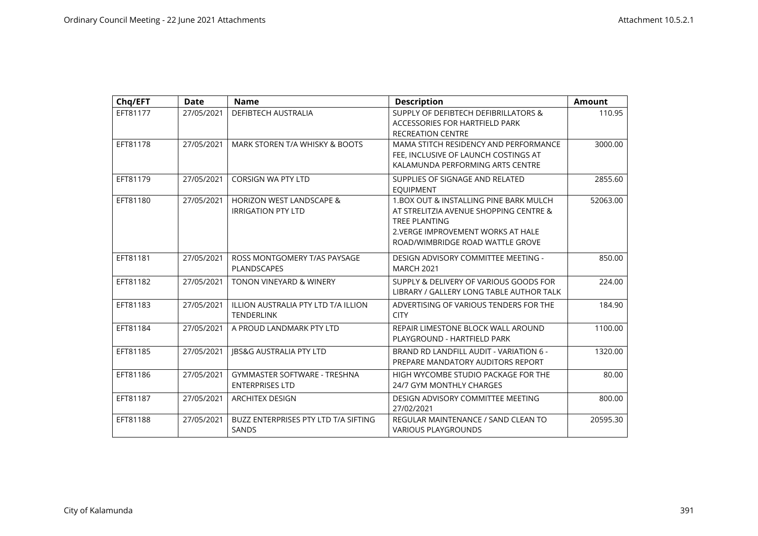| Chq/EFT | Date | Name | Description | Amount |
|---|---|---|---|---|
| EFT81177 | 27/05/2021 | DEFIBTECH AUSTRALIA | SUPPLY OF DEFIBTECH DEFIBRILLATORS & ACCESSORIES FOR HARTFIELD PARK RECREATION CENTRE | 110.95 |
| EFT81178 | 27/05/2021 | MARK STOREN T/A WHISKY & BOOTS | MAMA STITCH RESIDENCY AND PERFORMANCE FEE, INCLUSIVE OF LAUNCH COSTINGS AT KALAMUNDA PERFORMING ARTS CENTRE | 3000.00 |
| EFT81179 | 27/05/2021 | CORSIGN WA PTY LTD | SUPPLIES OF SIGNAGE AND RELATED EQUIPMENT | 2855.60 |
| EFT81180 | 27/05/2021 | HORIZON WEST LANDSCAPE & IRRIGATION PTY LTD | 1.BOX OUT & INSTALLING PINE BARK MULCH AT STRELITZIA AVENUE SHOPPING CENTRE & TREE PLANTING 2.VERGE IMPROVEMENT WORKS AT HALE ROAD/WIMBRIDGE ROAD WATTLE GROVE | 52063.00 |
| EFT81181 | 27/05/2021 | ROSS MONTGOMERY T/AS PAYSAGE PLANDSCAPES | DESIGN ADVISORY COMMITTEE MEETING - MARCH 2021 | 850.00 |
| EFT81182 | 27/05/2021 | TONON VINEYARD & WINERY | SUPPLY & DELIVERY OF VARIOUS GOODS FOR LIBRARY / GALLERY LONG TABLE AUTHOR TALK | 224.00 |
| EFT81183 | 27/05/2021 | ILLION AUSTRALIA PTY LTD T/A ILLION TENDERLINK | ADVERTISING OF VARIOUS TENDERS FOR THE CITY | 184.90 |
| EFT81184 | 27/05/2021 | A PROUD LANDMARK PTY LTD | REPAIR LIMESTONE BLOCK WALL AROUND PLAYGROUND - HARTFIELD PARK | 1100.00 |
| EFT81185 | 27/05/2021 | JBS&G AUSTRALIA PTY LTD | BRAND RD LANDFILL AUDIT - VARIATION 6 - PREPARE MANDATORY AUDITORS REPORT | 1320.00 |
| EFT81186 | 27/05/2021 | GYMMASTER SOFTWARE - TRESHNA ENTERPRISES LTD | HIGH WYCOMBE STUDIO PACKAGE FOR THE 24/7 GYM MONTHLY CHARGES | 80.00 |
| EFT81187 | 27/05/2021 | ARCHITEX DESIGN | DESIGN ADVISORY COMMITTEE MEETING 27/02/2021 | 800.00 |
| EFT81188 | 27/05/2021 | BUZZ ENTERPRISES PTY LTD T/A SIFTING SANDS | REGULAR MAINTENANCE / SAND CLEAN TO VARIOUS PLAYGROUNDS | 20595.30 |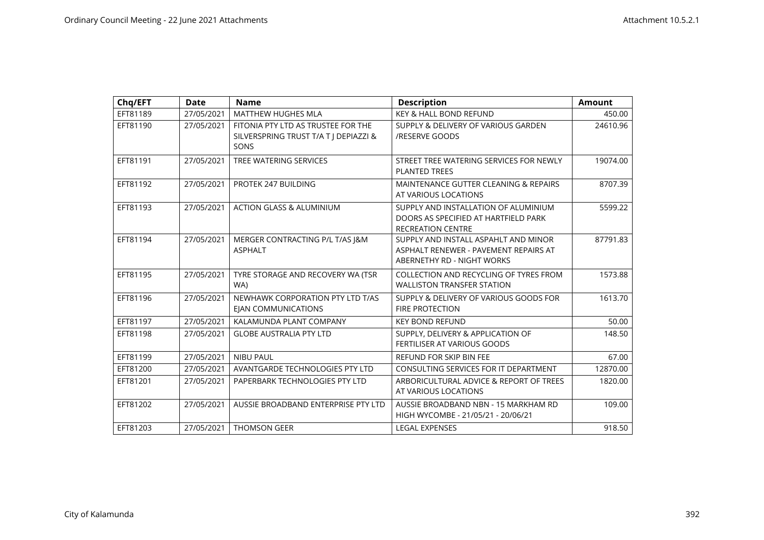| Chq/EFT | Date | Name | Description | Amount |
|---|---|---|---|---|
| EFT81189 | 27/05/2021 | MATTHEW HUGHES MLA | KEY & HALL BOND REFUND | 450.00 |
| EFT81190 | 27/05/2021 | FITONIA PTY LTD AS TRUSTEE FOR THE SILVERSPRING TRUST T/A T J DEPIAZZI & SONS | SUPPLY & DELIVERY OF VARIOUS GARDEN /RESERVE GOODS | 24610.96 |
| EFT81191 | 27/05/2021 | TREE WATERING SERVICES | STREET TREE WATERING SERVICES FOR NEWLY PLANTED TREES | 19074.00 |
| EFT81192 | 27/05/2021 | PROTEK 247 BUILDING | MAINTENANCE GUTTER CLEANING & REPAIRS AT VARIOUS LOCATIONS | 8707.39 |
| EFT81193 | 27/05/2021 | ACTION GLASS & ALUMINIUM | SUPPLY AND INSTALLATION OF ALUMINIUM DOORS AS SPECIFIED AT HARTFIELD PARK RECREATION CENTRE | 5599.22 |
| EFT81194 | 27/05/2021 | MERGER CONTRACTING P/L T/AS J&M ASPHALT | SUPPLY AND INSTALL ASPAHLT AND MINOR ASPHALT RENEWER - PAVEMENT REPAIRS AT ABERNETHY RD - NIGHT WORKS | 87791.83 |
| EFT81195 | 27/05/2021 | TYRE STORAGE AND RECOVERY WA (TSR WA) | COLLECTION AND RECYCLING OF TYRES FROM WALLISTON TRANSFER STATION | 1573.88 |
| EFT81196 | 27/05/2021 | NEWHAWK CORPORATION PTY LTD T/AS EJAN COMMUNICATIONS | SUPPLY & DELIVERY OF VARIOUS GOODS FOR FIRE PROTECTION | 1613.70 |
| EFT81197 | 27/05/2021 | KALAMUNDA PLANT COMPANY | KEY BOND REFUND | 50.00 |
| EFT81198 | 27/05/2021 | GLOBE AUSTRALIA PTY LTD | SUPPLY, DELIVERY & APPLICATION OF FERTILISER AT VARIOUS GOODS | 148.50 |
| EFT81199 | 27/05/2021 | NIBU PAUL | REFUND FOR SKIP BIN FEE | 67.00 |
| EFT81200 | 27/05/2021 | AVANTGARDE TECHNOLOGIES PTY LTD | CONSULTING SERVICES FOR IT DEPARTMENT | 12870.00 |
| EFT81201 | 27/05/2021 | PAPERBARK TECHNOLOGIES PTY LTD | ARBORICULTURAL ADVICE & REPORT OF TREES AT VARIOUS LOCATIONS | 1820.00 |
| EFT81202 | 27/05/2021 | AUSSIE BROADBAND ENTERPRISE PTY LTD | AUSSIE BROADBAND NBN - 15 MARKHAM RD HIGH WYCOMBE - 21/05/21 - 20/06/21 | 109.00 |
| EFT81203 | 27/05/2021 | THOMSON GEER | LEGAL EXPENSES | 918.50 |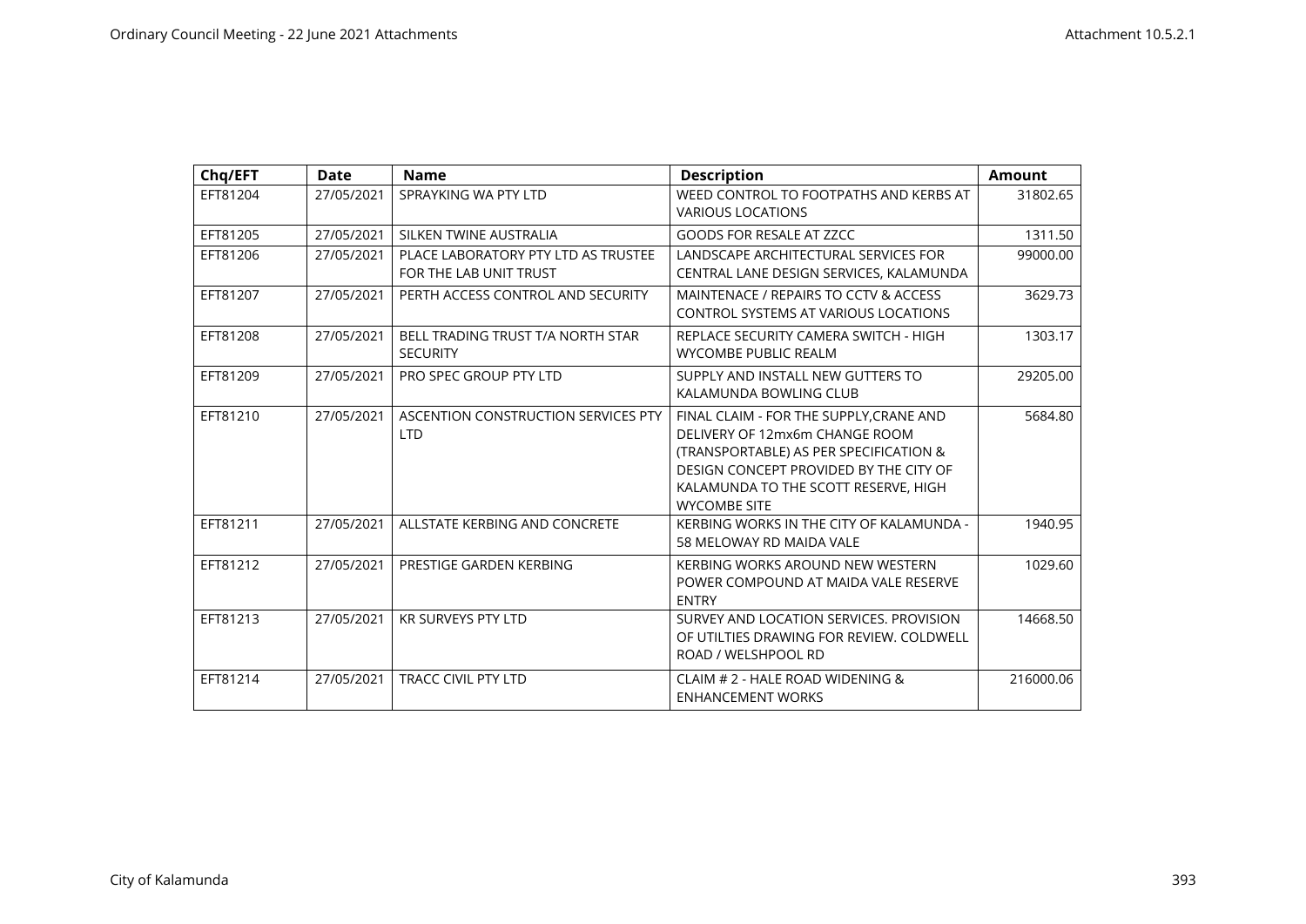| Chq/EFT | Date | Name | Description | Amount |
|---|---|---|---|---|
| EFT81204 | 27/05/2021 | SPRAYKING WA PTY LTD | WEED CONTROL TO FOOTPATHS AND KERBS AT VARIOUS LOCATIONS | 31802.65 |
| EFT81205 | 27/05/2021 | SILKEN TWINE AUSTRALIA | GOODS FOR RESALE AT ZZCC | 1311.50 |
| EFT81206 | 27/05/2021 | PLACE LABORATORY PTY LTD AS TRUSTEE FOR THE LAB UNIT TRUST | LANDSCAPE ARCHITECTURAL SERVICES FOR CENTRAL LANE DESIGN SERVICES, KALAMUNDA | 99000.00 |
| EFT81207 | 27/05/2021 | PERTH ACCESS CONTROL AND SECURITY | MAINTENACE / REPAIRS TO CCTV & ACCESS CONTROL SYSTEMS AT VARIOUS LOCATIONS | 3629.73 |
| EFT81208 | 27/05/2021 | BELL TRADING TRUST T/A NORTH STAR SECURITY | REPLACE SECURITY CAMERA SWITCH - HIGH WYCOMBE PUBLIC REALM | 1303.17 |
| EFT81209 | 27/05/2021 | PRO SPEC GROUP PTY LTD | SUPPLY AND INSTALL NEW GUTTERS TO KALAMUNDA BOWLING CLUB | 29205.00 |
| EFT81210 | 27/05/2021 | ASCENTION CONSTRUCTION SERVICES PTY LTD | FINAL CLAIM - FOR THE SUPPLY,CRANE AND DELIVERY OF 12mx6m CHANGE ROOM (TRANSPORTABLE) AS PER SPECIFICATION & DESIGN CONCEPT PROVIDED BY THE CITY OF KALAMUNDA TO THE SCOTT RESERVE, HIGH WYCOMBE SITE | 5684.80 |
| EFT81211 | 27/05/2021 | ALLSTATE KERBING AND CONCRETE | KERBING WORKS IN THE CITY OF KALAMUNDA - 58 MELOWAY RD MAIDA VALE | 1940.95 |
| EFT81212 | 27/05/2021 | PRESTIGE GARDEN KERBING | KERBING WORKS AROUND NEW WESTERN POWER COMPOUND AT MAIDA VALE RESERVE ENTRY | 1029.60 |
| EFT81213 | 27/05/2021 | KR SURVEYS PTY LTD | SURVEY AND LOCATION SERVICES. PROVISION OF UTILTIES DRAWING FOR REVIEW. COLDWELL ROAD / WELSHPOOL RD | 14668.50 |
| EFT81214 | 27/05/2021 | TRACC CIVIL PTY LTD | CLAIM # 2 - HALE ROAD WIDENING & ENHANCEMENT WORKS | 216000.06 |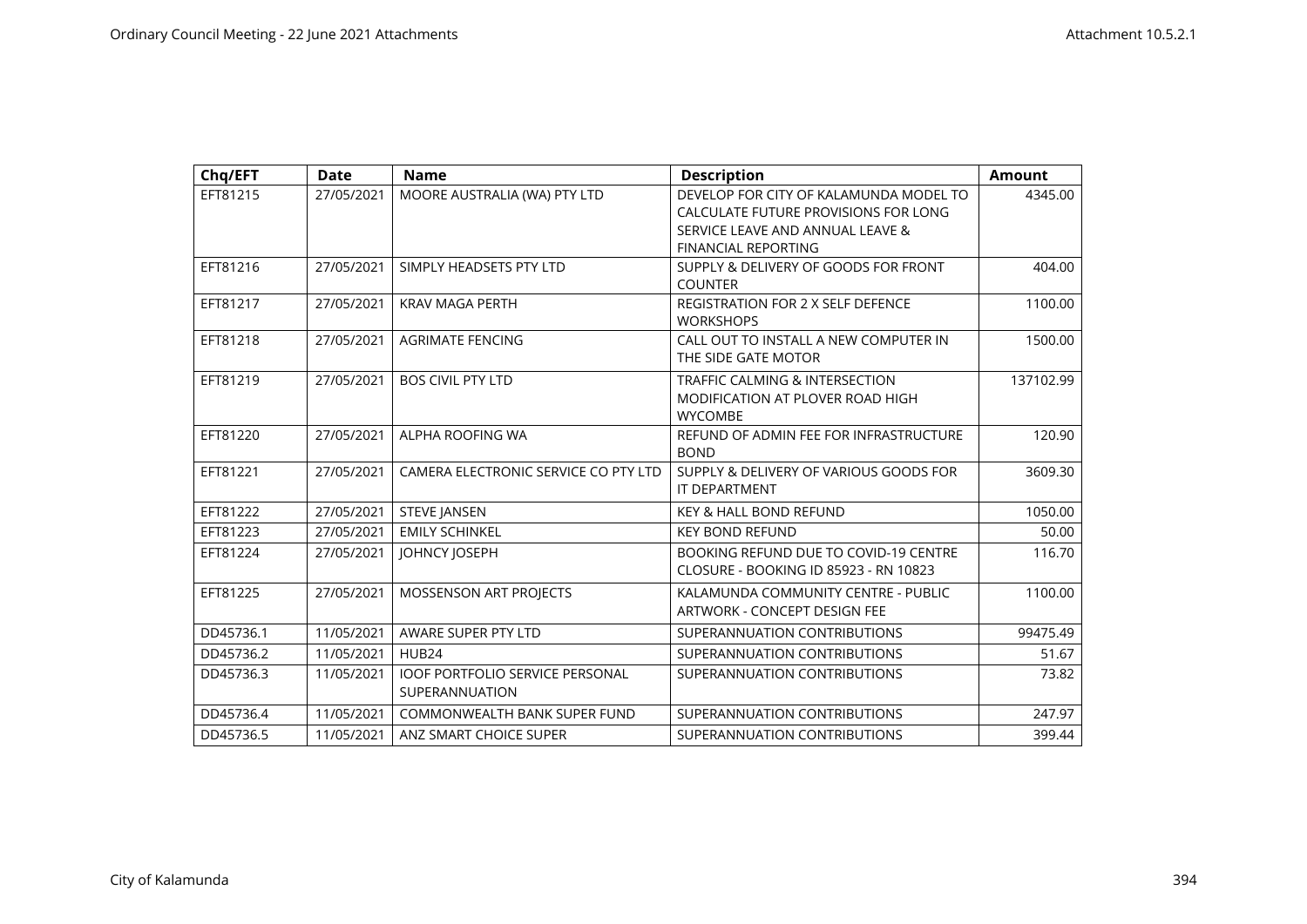| Chq/EFT | Date | Name | Description | Amount |
|---|---|---|---|---|
| EFT81215 | 27/05/2021 | MOORE AUSTRALIA (WA) PTY LTD | DEVELOP FOR CITY OF KALAMUNDA MODEL TO CALCULATE FUTURE PROVISIONS FOR LONG SERVICE LEAVE AND ANNUAL LEAVE & FINANCIAL REPORTING | 4345.00 |
| EFT81216 | 27/05/2021 | SIMPLY HEADSETS PTY LTD | SUPPLY & DELIVERY OF GOODS FOR FRONT COUNTER | 404.00 |
| EFT81217 | 27/05/2021 | KRAV MAGA PERTH | REGISTRATION FOR 2 X SELF DEFENCE WORKSHOPS | 1100.00 |
| EFT81218 | 27/05/2021 | AGRIMATE FENCING | CALL OUT TO INSTALL A NEW COMPUTER IN THE SIDE GATE MOTOR | 1500.00 |
| EFT81219 | 27/05/2021 | BOS CIVIL PTY LTD | TRAFFIC CALMING & INTERSECTION MODIFICATION AT PLOVER ROAD HIGH WYCOMBE | 137102.99 |
| EFT81220 | 27/05/2021 | ALPHA ROOFING WA | REFUND OF ADMIN FEE FOR INFRASTRUCTURE BOND | 120.90 |
| EFT81221 | 27/05/2021 | CAMERA ELECTRONIC SERVICE CO PTY LTD | SUPPLY & DELIVERY OF VARIOUS GOODS FOR IT DEPARTMENT | 3609.30 |
| EFT81222 | 27/05/2021 | STEVE JANSEN | KEY & HALL BOND REFUND | 1050.00 |
| EFT81223 | 27/05/2021 | EMILY SCHINKEL | KEY BOND REFUND | 50.00 |
| EFT81224 | 27/05/2021 | JOHNCY JOSEPH | BOOKING REFUND DUE TO COVID-19 CENTRE CLOSURE - BOOKING ID 85923 - RN 10823 | 116.70 |
| EFT81225 | 27/05/2021 | MOSSENSON ART PROJECTS | KALAMUNDA COMMUNITY CENTRE - PUBLIC ARTWORK - CONCEPT DESIGN FEE | 1100.00 |
| DD45736.1 | 11/05/2021 | AWARE SUPER PTY LTD | SUPERANNUATION CONTRIBUTIONS | 99475.49 |
| DD45736.2 | 11/05/2021 | HUB24 | SUPERANNUATION CONTRIBUTIONS | 51.67 |
| DD45736.3 | 11/05/2021 | IOOF PORTFOLIO SERVICE PERSONAL SUPERANNUATION | SUPERANNUATION CONTRIBUTIONS | 73.82 |
| DD45736.4 | 11/05/2021 | COMMONWEALTH BANK SUPER FUND | SUPERANNUATION CONTRIBUTIONS | 247.97 |
| DD45736.5 | 11/05/2021 | ANZ SMART CHOICE SUPER | SUPERANNUATION CONTRIBUTIONS | 399.44 |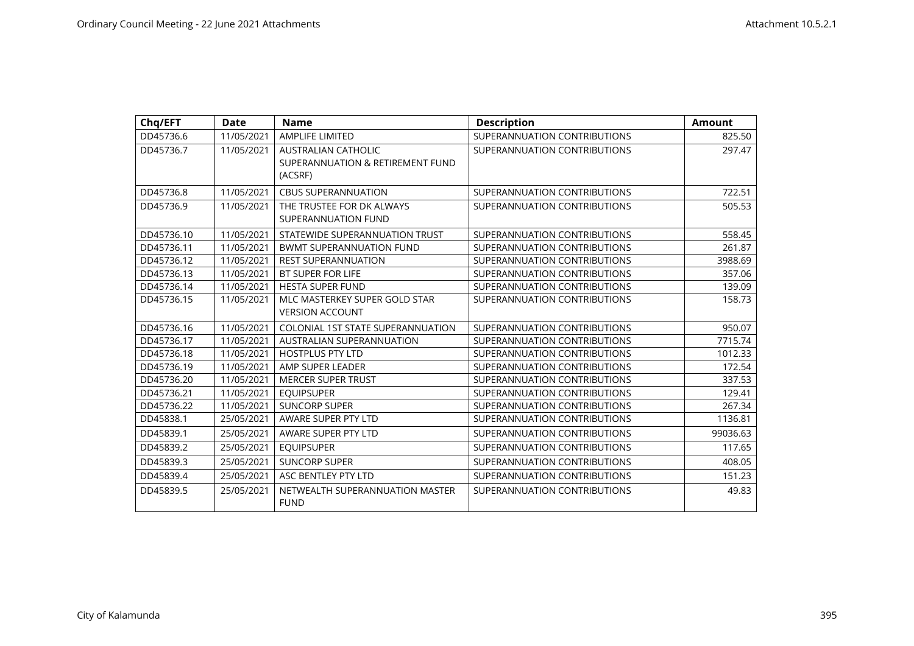| Chq/EFT | Date | Name | Description | Amount |
|---|---|---|---|---|
| DD45736.6 | 11/05/2021 | AMPLIFE LIMITED | SUPERANNUATION CONTRIBUTIONS | 825.50 |
| DD45736.7 | 11/05/2021 | AUSTRALIAN CATHOLIC SUPERANNUATION & RETIREMENT FUND (ACSRF) | SUPERANNUATION CONTRIBUTIONS | 297.47 |
| DD45736.8 | 11/05/2021 | CBUS SUPERANNUATION | SUPERANNUATION CONTRIBUTIONS | 722.51 |
| DD45736.9 | 11/05/2021 | THE TRUSTEE FOR DK ALWAYS SUPERANNUATION FUND | SUPERANNUATION CONTRIBUTIONS | 505.53 |
| DD45736.10 | 11/05/2021 | STATEWIDE SUPERANNUATION TRUST | SUPERANNUATION CONTRIBUTIONS | 558.45 |
| DD45736.11 | 11/05/2021 | BWMT SUPERANNUATION FUND | SUPERANNUATION CONTRIBUTIONS | 261.87 |
| DD45736.12 | 11/05/2021 | REST SUPERANNUATION | SUPERANNUATION CONTRIBUTIONS | 3988.69 |
| DD45736.13 | 11/05/2021 | BT SUPER FOR LIFE | SUPERANNUATION CONTRIBUTIONS | 357.06 |
| DD45736.14 | 11/05/2021 | HESTA SUPER FUND | SUPERANNUATION CONTRIBUTIONS | 139.09 |
| DD45736.15 | 11/05/2021 | MLC MASTERKEY SUPER GOLD STAR VERSION ACCOUNT | SUPERANNUATION CONTRIBUTIONS | 158.73 |
| DD45736.16 | 11/05/2021 | COLONIAL 1ST STATE SUPERANNUATION | SUPERANNUATION CONTRIBUTIONS | 950.07 |
| DD45736.17 | 11/05/2021 | AUSTRALIAN SUPERANNUATION | SUPERANNUATION CONTRIBUTIONS | 7715.74 |
| DD45736.18 | 11/05/2021 | HOSTPLUS PTY LTD | SUPERANNUATION CONTRIBUTIONS | 1012.33 |
| DD45736.19 | 11/05/2021 | AMP SUPER LEADER | SUPERANNUATION CONTRIBUTIONS | 172.54 |
| DD45736.20 | 11/05/2021 | MERCER SUPER TRUST | SUPERANNUATION CONTRIBUTIONS | 337.53 |
| DD45736.21 | 11/05/2021 | EQUIPSUPER | SUPERANNUATION CONTRIBUTIONS | 129.41 |
| DD45736.22 | 11/05/2021 | SUNCORP SUPER | SUPERANNUATION CONTRIBUTIONS | 267.34 |
| DD45838.1 | 25/05/2021 | AWARE SUPER PTY LTD | SUPERANNUATION CONTRIBUTIONS | 1136.81 |
| DD45839.1 | 25/05/2021 | AWARE SUPER PTY LTD | SUPERANNUATION CONTRIBUTIONS | 99036.63 |
| DD45839.2 | 25/05/2021 | EQUIPSUPER | SUPERANNUATION CONTRIBUTIONS | 117.65 |
| DD45839.3 | 25/05/2021 | SUNCORP SUPER | SUPERANNUATION CONTRIBUTIONS | 408.05 |
| DD45839.4 | 25/05/2021 | ASC BENTLEY PTY LTD | SUPERANNUATION CONTRIBUTIONS | 151.23 |
| DD45839.5 | 25/05/2021 | NETWEALTH SUPERANNUATION MASTER FUND | SUPERANNUATION CONTRIBUTIONS | 49.83 |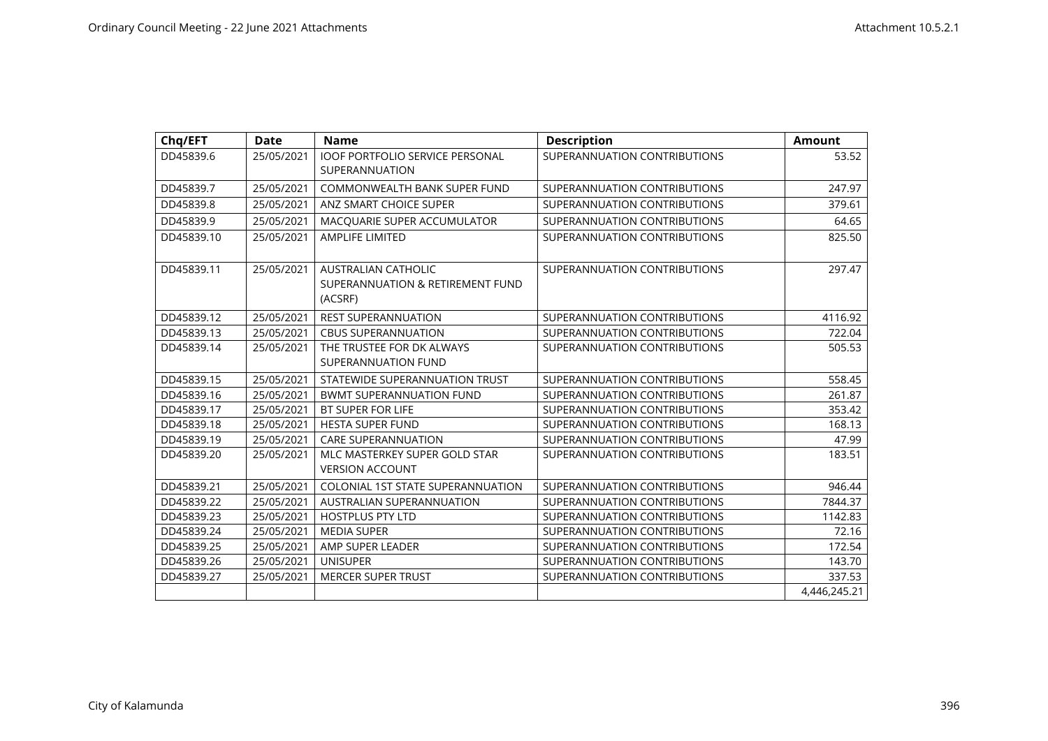| Chq/EFT | Date | Name | Description | Amount |
|---|---|---|---|---|
| DD45839.6 | 25/05/2021 | IOOF PORTFOLIO SERVICE PERSONAL SUPERANNUATION | SUPERANNUATION CONTRIBUTIONS | 53.52 |
| DD45839.7 | 25/05/2021 | COMMONWEALTH BANK SUPER FUND | SUPERANNUATION CONTRIBUTIONS | 247.97 |
| DD45839.8 | 25/05/2021 | ANZ SMART CHOICE SUPER | SUPERANNUATION CONTRIBUTIONS | 379.61 |
| DD45839.9 | 25/05/2021 | MACQUARIE SUPER ACCUMULATOR | SUPERANNUATION CONTRIBUTIONS | 64.65 |
| DD45839.10 | 25/05/2021 | AMPLIFE LIMITED | SUPERANNUATION CONTRIBUTIONS | 825.50 |
| DD45839.11 | 25/05/2021 | AUSTRALIAN CATHOLIC SUPERANNUATION & RETIREMENT FUND (ACSRF) | SUPERANNUATION CONTRIBUTIONS | 297.47 |
| DD45839.12 | 25/05/2021 | REST SUPERANNUATION | SUPERANNUATION CONTRIBUTIONS | 4116.92 |
| DD45839.13 | 25/05/2021 | CBUS SUPERANNUATION | SUPERANNUATION CONTRIBUTIONS | 722.04 |
| DD45839.14 | 25/05/2021 | THE TRUSTEE FOR DK ALWAYS SUPERANNUATION FUND | SUPERANNUATION CONTRIBUTIONS | 505.53 |
| DD45839.15 | 25/05/2021 | STATEWIDE SUPERANNUATION TRUST | SUPERANNUATION CONTRIBUTIONS | 558.45 |
| DD45839.16 | 25/05/2021 | BWMT SUPERANNUATION FUND | SUPERANNUATION CONTRIBUTIONS | 261.87 |
| DD45839.17 | 25/05/2021 | BT SUPER FOR LIFE | SUPERANNUATION CONTRIBUTIONS | 353.42 |
| DD45839.18 | 25/05/2021 | HESTA SUPER FUND | SUPERANNUATION CONTRIBUTIONS | 168.13 |
| DD45839.19 | 25/05/2021 | CARE SUPERANNUATION | SUPERANNUATION CONTRIBUTIONS | 47.99 |
| DD45839.20 | 25/05/2021 | MLC MASTERKEY SUPER GOLD STAR VERSION ACCOUNT | SUPERANNUATION CONTRIBUTIONS | 183.51 |
| DD45839.21 | 25/05/2021 | COLONIAL 1ST STATE SUPERANNUATION | SUPERANNUATION CONTRIBUTIONS | 946.44 |
| DD45839.22 | 25/05/2021 | AUSTRALIAN SUPERANNUATION | SUPERANNUATION CONTRIBUTIONS | 7844.37 |
| DD45839.23 | 25/05/2021 | HOSTPLUS PTY LTD | SUPERANNUATION CONTRIBUTIONS | 1142.83 |
| DD45839.24 | 25/05/2021 | MEDIA SUPER | SUPERANNUATION CONTRIBUTIONS | 72.16 |
| DD45839.25 | 25/05/2021 | AMP SUPER LEADER | SUPERANNUATION CONTRIBUTIONS | 172.54 |
| DD45839.26 | 25/05/2021 | UNISUPER | SUPERANNUATION CONTRIBUTIONS | 143.70 |
| DD45839.27 | 25/05/2021 | MERCER SUPER TRUST | SUPERANNUATION CONTRIBUTIONS | 337.53 |
| | | | | 4,446,245.21 |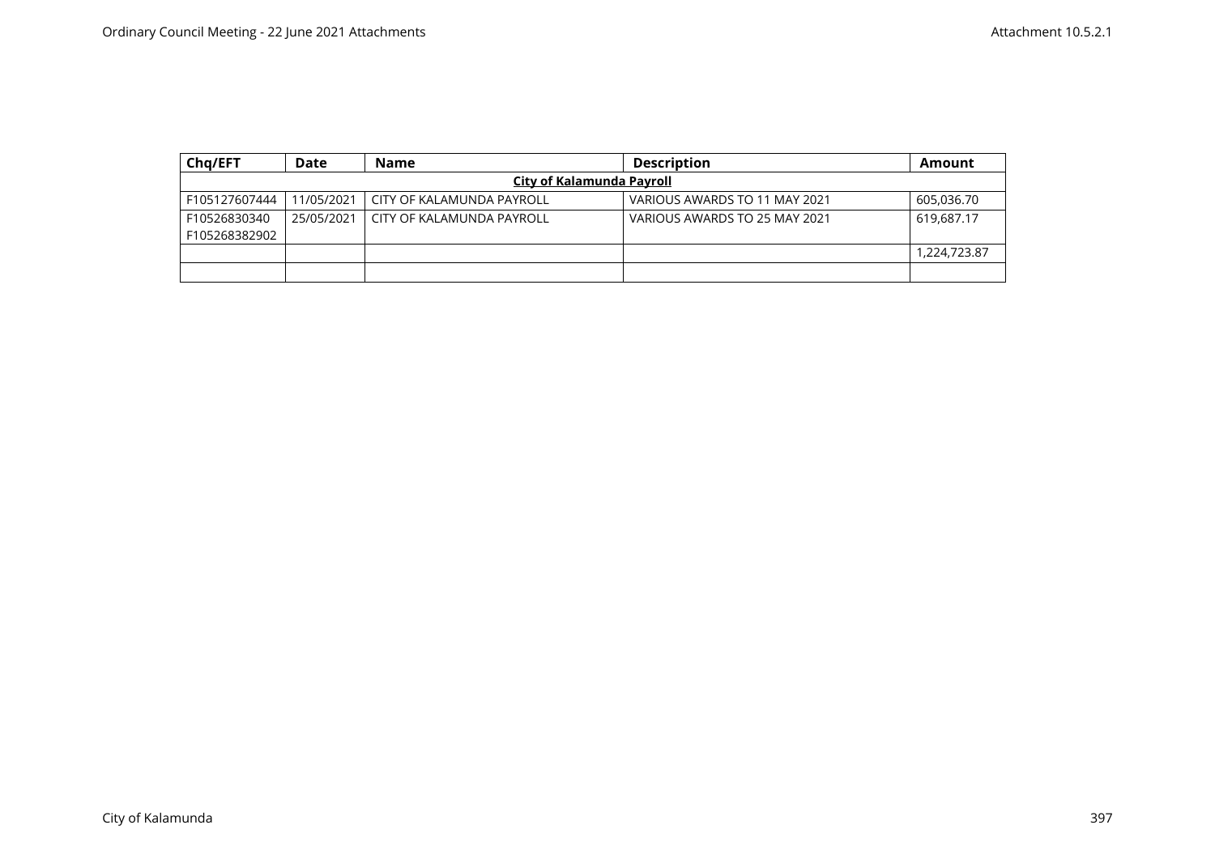| Chq/EFT | Date | Name | Description | Amount |
|---|---|---|---|---|
| **City of Kalamunda Payroll** | | | | |
| F105127607444 | 11/05/2021 | CITY OF KALAMUNDA PAYROLL | VARIOUS AWARDS TO 11 MAY 2021 | 605,036.70 |
| F10526830340 F105268382902 | 25/05/2021 | CITY OF KALAMUNDA PAYROLL | VARIOUS AWARDS TO 25 MAY 2021 | 619,687.17 |
| | | | | 1,224,723.87 |
| | | | | |